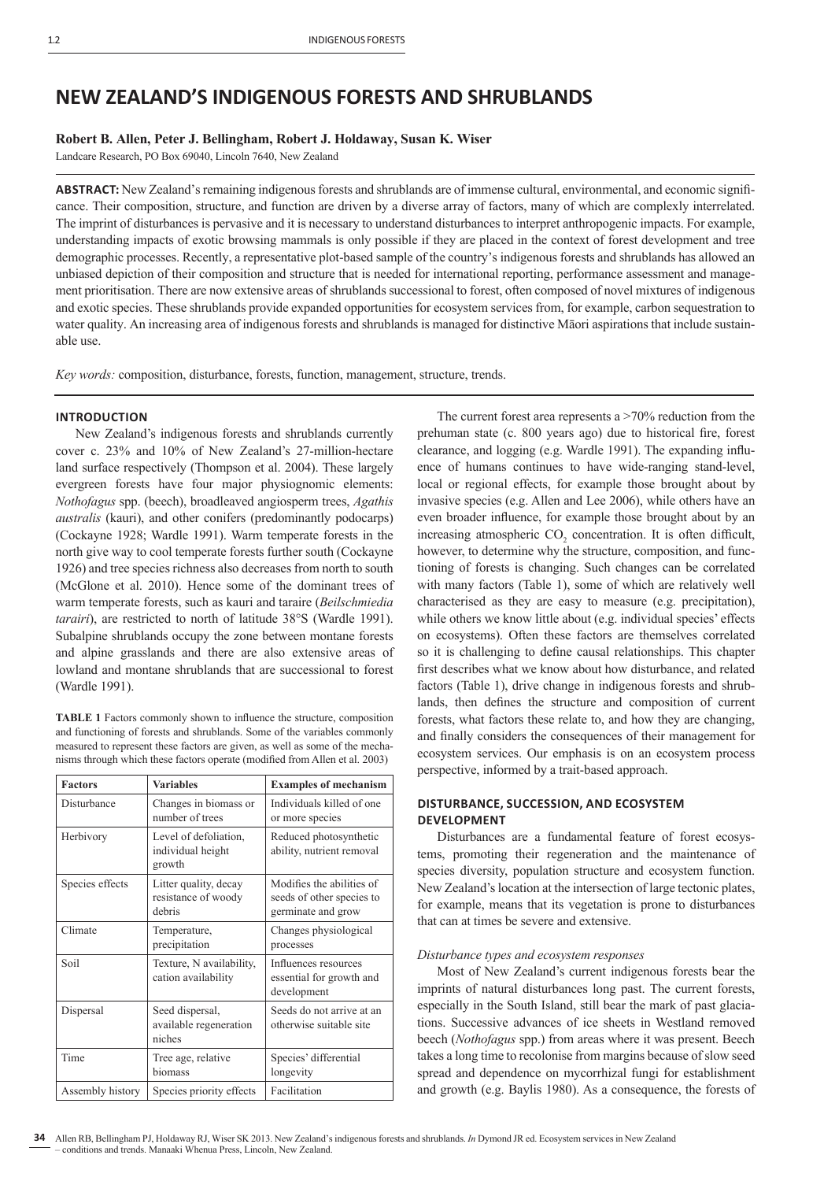# NEW ZEALAND'S INDIGENOUS FORESTS AND SHRUBLANDS

**Robert B. Allen, Peter J. Bellingham, Robert J. Holdaway, Susan K. Wiser**

Landcare Research, PO Box 69040, Lincoln 7640, New Zealand

**ABSTRACT:** New Zealand's remaining indigenous forests and shrublands are of immense cultural, environmental, and economic significance. Their composition, structure, and function are driven by a diverse array of factors, many of which are complexly interrelated. The imprint of disturbances is pervasive and it is necessary to understand disturbances to interpret anthropogenic impacts. For example, understanding impacts of exotic browsing mammals is only possible if they are placed in the context of forest development and tree demographic processes. Recently, a representative plot-based sample of the country's indigenous forests and shrublands has allowed an unbiased depiction of their composition and structure that is needed for international reporting, performance assessment and management prioritisation. There are now extensive areas of shrublands successional to forest, often composed of novel mixtures of indigenous and exotic species. These shrublands provide expanded opportunities for ecosystem services from, for example, carbon sequestration to water quality. An increasing area of indigenous forests and shrublands is managed for distinctive Māori aspirations that include sustainable use.

*Key words:* composition, disturbance, forests, function, management, structure, trends.

## INTRODUCTION

New Zealand's indigenous forests and shrublands currently cover c. 23% and 10% of New Zealand's 27-million-hectare land surface respectively (Thompson et al. 2004). These largely evergreen forests have four major physiognomic elements: *Nothofagus* spp. (beech), broadleaved angiosperm trees, *Agathis australis* (kauri), and other conifers (predominantly podocarps) (Cockayne 1928; Wardle 1991). Warm temperate forests in the north give way to cool temperate forests further south (Cockayne 1926) and tree species richness also decreases from north to south (McGlone et al. 2010). Hence some of the dominant trees of warm temperate forests, such as kauri and taraire (*Beilschmiedia tarairi*), are restricted to north of latitude 38°S (Wardle 1991). Subalpine shrublands occupy the zone between montane forests and alpine grasslands and there are also extensive areas of lowland and montane shrublands that are successional to forest (Wardle 1991).

**TABLE 1** Factors commonly shown to influence the structure, composition and functioning of forests and shrublands. Some of the variables commonly measured to represent these factors are given, as well as some of the mechanisms through which these factors operate (modified from Allen et al. 2003)

| Factors | Variables | Examples of mechanism |
|---|---|---|
| Disturbance | Changes in biomass or number of trees | Individuals killed of one or more species |
| Herbivory | Level of defoliation, individual height growth | Reduced photosynthetic ability, nutrient removal |
| Species effects | Litter quality, decay resistance of woody debris | Modifies the abilities of seeds of other species to germinate and grow |
| Climate | Temperature, precipitation | Changes physiological processes |
| Soil | Texture, N availability, cation availability | Influences resources essential for growth and development |
| Dispersal | Seed dispersal, available regeneration niches | Seeds do not arrive at an otherwise suitable site |
| Time | Tree age, relative biomass | Species' differential longevity |
| Assembly history | Species priority effects | Facilitation |

The current forest area represents a >70% reduction from the prehuman state (c. 800 years ago) due to historical fire, forest clearance, and logging (e.g. Wardle 1991). The expanding influence of humans continues to have wide-ranging stand-level, local or regional effects, for example those brought about by invasive species (e.g. Allen and Lee 2006), while others have an even broader influence, for example those brought about by an increasing atmospheric $CO_2$ concentration. It is often difficult, however, to determine why the structure, composition, and functioning of forests is changing. Such changes can be correlated with many factors (Table 1), some of which are relatively well characterised as they are easy to measure (e.g. precipitation), while others we know little about (e.g. individual species' effects on ecosystems). Often these factors are themselves correlated so it is challenging to define causal relationships. This chapter first describes what we know about how disturbance, and related factors (Table 1), drive change in indigenous forests and shrublands, then defines the structure and composition of current forests, what factors these relate to, and how they are changing, and finally considers the consequences of their management for ecosystem services. Our emphasis is on an ecosystem process perspective, informed by a trait-based approach.

## DISTURBANCE, SUCCESSION, AND ECOSYSTEM DEVELOPMENT

Disturbances are a fundamental feature of forest ecosystems, promoting their regeneration and the maintenance of species diversity, population structure and ecosystem function. New Zealand's location at the intersection of large tectonic plates, for example, means that its vegetation is prone to disturbances that can at times be severe and extensive.

### *Disturbance types and ecosystem responses*

Most of New Zealand's current indigenous forests bear the imprints of natural disturbances long past. The current forests, especially in the South Island, still bear the mark of past glaciations. Successive advances of ice sheets in Westland removed beech (*Nothofagus* spp.) from areas where it was present. Beech takes a long time to recolonise from margins because of slow seed spread and dependence on mycorrhizal fungi for establishment and growth (e.g. Baylis 1980). As a consequence, the forests of

Allen RB, Bellingham PJ, Holdaway RJ, Wiser SK 2013. New Zealand's indigenous forests and shrublands. *In* Dymond JR ed. Ecosystem services in New Zealand – conditions and trends. Manaaki Whenua Press, Lincoln, New Zealand.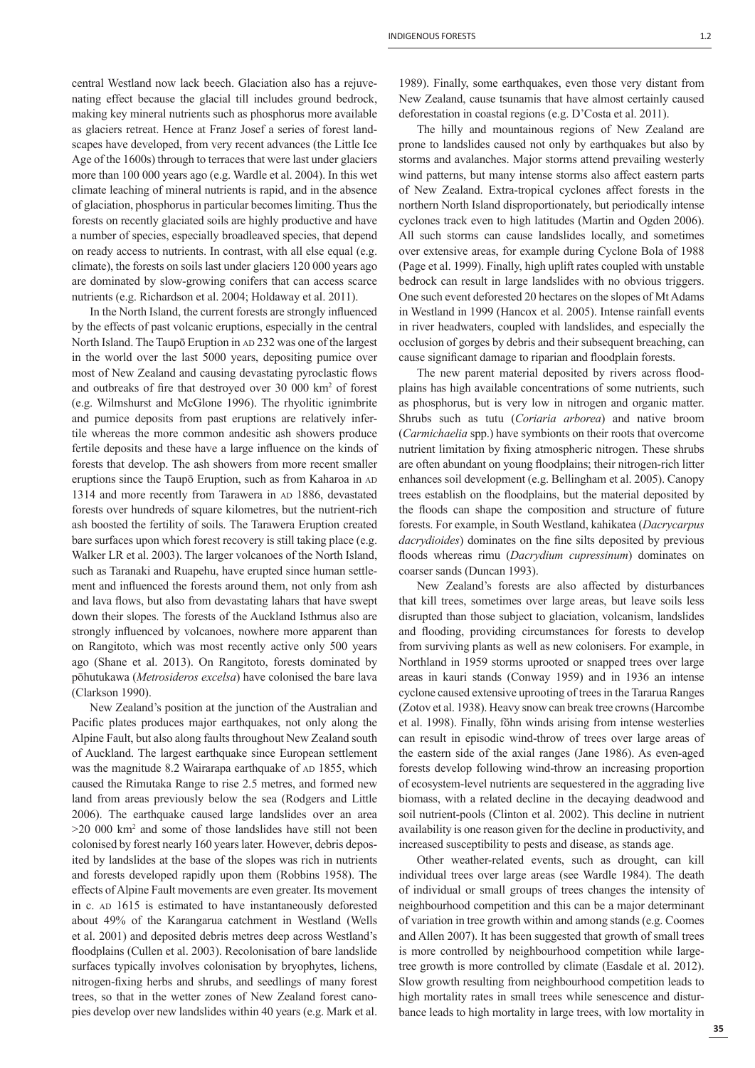central Westland now lack beech. Glaciation also has a rejuvenating effect because the glacial till includes ground bedrock, making key mineral nutrients such as phosphorus more available as glaciers retreat. Hence at Franz Josef a series of forest landscapes have developed, from very recent advances (the Little Ice Age of the 1600s) through to terraces that were last under glaciers more than 100 000 years ago (e.g. Wardle et al. 2004). In this wet climate leaching of mineral nutrients is rapid, and in the absence of glaciation, phosphorus in particular becomes limiting. Thus the forests on recently glaciated soils are highly productive and have a number of species, especially broadleaved species, that depend on ready access to nutrients. In contrast, with all else equal (e.g. climate), the forests on soils last under glaciers 120 000 years ago are dominated by slow-growing conifers that can access scarce nutrients (e.g. Richardson et al. 2004; Holdaway et al. 2011).

In the North Island, the current forests are strongly influenced by the effects of past volcanic eruptions, especially in the central North Island. The Taupō Eruption in AD 232 was one of the largest in the world over the last 5000 years, depositing pumice over most of New Zealand and causing devastating pyroclastic flows and outbreaks of fire that destroyed over 30 000 km$^2$ of forest (e.g. Wilmshurst and McGlone 1996). The rhyolitic ignimbrite and pumice deposits from past eruptions are relatively infertile whereas the more common andesitic ash showers produce fertile deposits and these have a large influence on the kinds of forests that develop. The ash showers from more recent smaller eruptions since the Taupō Eruption, such as from Kaharoa in AD 1314 and more recently from Tarawera in AD 1886, devastated forests over hundreds of square kilometres, but the nutrient-rich ash boosted the fertility of soils. The Tarawera Eruption created bare surfaces upon which forest recovery is still taking place (e.g. Walker LR et al. 2003). The larger volcanoes of the North Island, such as Taranaki and Ruapehu, have erupted since human settlement and influenced the forests around them, not only from ash and lava flows, but also from devastating lahars that have swept down their slopes. The forests of the Auckland Isthmus also are strongly influenced by volcanoes, nowhere more apparent than on Rangitoto, which was most recently active only 500 years ago (Shane et al. 2013). On Rangitoto, forests dominated by pōhutukawa (*Metrosideros excelsa*) have colonised the bare lava (Clarkson 1990).

New Zealand's position at the junction of the Australian and Pacific plates produces major earthquakes, not only along the Alpine Fault, but also along faults throughout New Zealand south of Auckland. The largest earthquake since European settlement was the magnitude 8.2 Wairarapa earthquake of AD 1855, which caused the Rimutaka Range to rise 2.5 metres, and formed new land from areas previously below the sea (Rodgers and Little 2006). The earthquake caused large landslides over an area >20 000 km$^2$ and some of those landslides have still not been colonised by forest nearly 160 years later. However, debris deposited by landslides at the base of the slopes was rich in nutrients and forests developed rapidly upon them (Robbins 1958). The effects of Alpine Fault movements are even greater. Its movement in c. AD 1615 is estimated to have instantaneously deforested about 49% of the Karangarua catchment in Westland (Wells et al. 2001) and deposited debris metres deep across Westland's floodplains (Cullen et al. 2003). Recolonisation of bare landslide surfaces typically involves colonisation by bryophytes, lichens, nitrogen-fixing herbs and shrubs, and seedlings of many forest trees, so that in the wetter zones of New Zealand forest canopies develop over new landslides within 40 years (e.g. Mark et al. 1989). Finally, some earthquakes, even those very distant from New Zealand, cause tsunamis that have almost certainly caused deforestation in coastal regions (e.g. D'Costa et al. 2011).

The hilly and mountainous regions of New Zealand are prone to landslides caused not only by earthquakes but also by storms and avalanches. Major storms attend prevailing westerly wind patterns, but many intense storms also affect eastern parts of New Zealand. Extra-tropical cyclones affect forests in the northern North Island disproportionately, but periodically intense cyclones track even to high latitudes (Martin and Ogden 2006). All such storms can cause landslides locally, and sometimes over extensive areas, for example during Cyclone Bola of 1988 (Page et al. 1999). Finally, high uplift rates coupled with unstable bedrock can result in large landslides with no obvious triggers. One such event deforested 20 hectares on the slopes of Mt Adams in Westland in 1999 (Hancox et al. 2005). Intense rainfall events in river headwaters, coupled with landslides, and especially the occlusion of gorges by debris and their subsequent breaching, can cause significant damage to riparian and floodplain forests.

The new parent material deposited by rivers across floodplains has high available concentrations of some nutrients, such as phosphorus, but is very low in nitrogen and organic matter. Shrubs such as tutu (*Coriaria arborea*) and native broom (*Carmichaelia* spp.) have symbionts on their roots that overcome nutrient limitation by fixing atmospheric nitrogen. These shrubs are often abundant on young floodplains; their nitrogen-rich litter enhances soil development (e.g. Bellingham et al. 2005). Canopy trees establish on the floodplains, but the material deposited by the floods can shape the composition and structure of future forests. For example, in South Westland, kahikatea (*Dacrycarpus dacrydioides*) dominates on the fine silts deposited by previous floods whereas rimu (*Dacrydium cupressinum*) dominates on coarser sands (Duncan 1993).

New Zealand's forests are also affected by disturbances that kill trees, sometimes over large areas, but leave soils less disrupted than those subject to glaciation, volcanism, landslides and flooding, providing circumstances for forests to develop from surviving plants as well as new colonisers. For example, in Northland in 1959 storms uprooted or snapped trees over large areas in kauri stands (Conway 1959) and in 1936 an intense cyclone caused extensive uprooting of trees in the Tararua Ranges (Zotov et al. 1938). Heavy snow can break tree crowns (Harcombe et al. 1998). Finally, föhn winds arising from intense westerlies can result in episodic wind-throw of trees over large areas of the eastern side of the axial ranges (Jane 1986). As even-aged forests develop following wind-throw an increasing proportion of ecosystem-level nutrients are sequestered in the aggrading live biomass, with a related decline in the decaying deadwood and soil nutrient-pools (Clinton et al. 2002). This decline in nutrient availability is one reason given for the decline in productivity, and increased susceptibility to pests and disease, as stands age.

Other weather-related events, such as drought, can kill individual trees over large areas (see Wardle 1984). The death of individual or small groups of trees changes the intensity of neighbourhood competition and this can be a major determinant of variation in tree growth within and among stands (e.g. Coomes and Allen 2007). It has been suggested that growth of small trees is more controlled by neighbourhood competition while large-tree growth is more controlled by climate (Easdale et al. 2012). Slow growth resulting from neighbourhood competition leads to high mortality rates in small trees while senescence and disturbance leads to high mortality in large trees, with low mortality in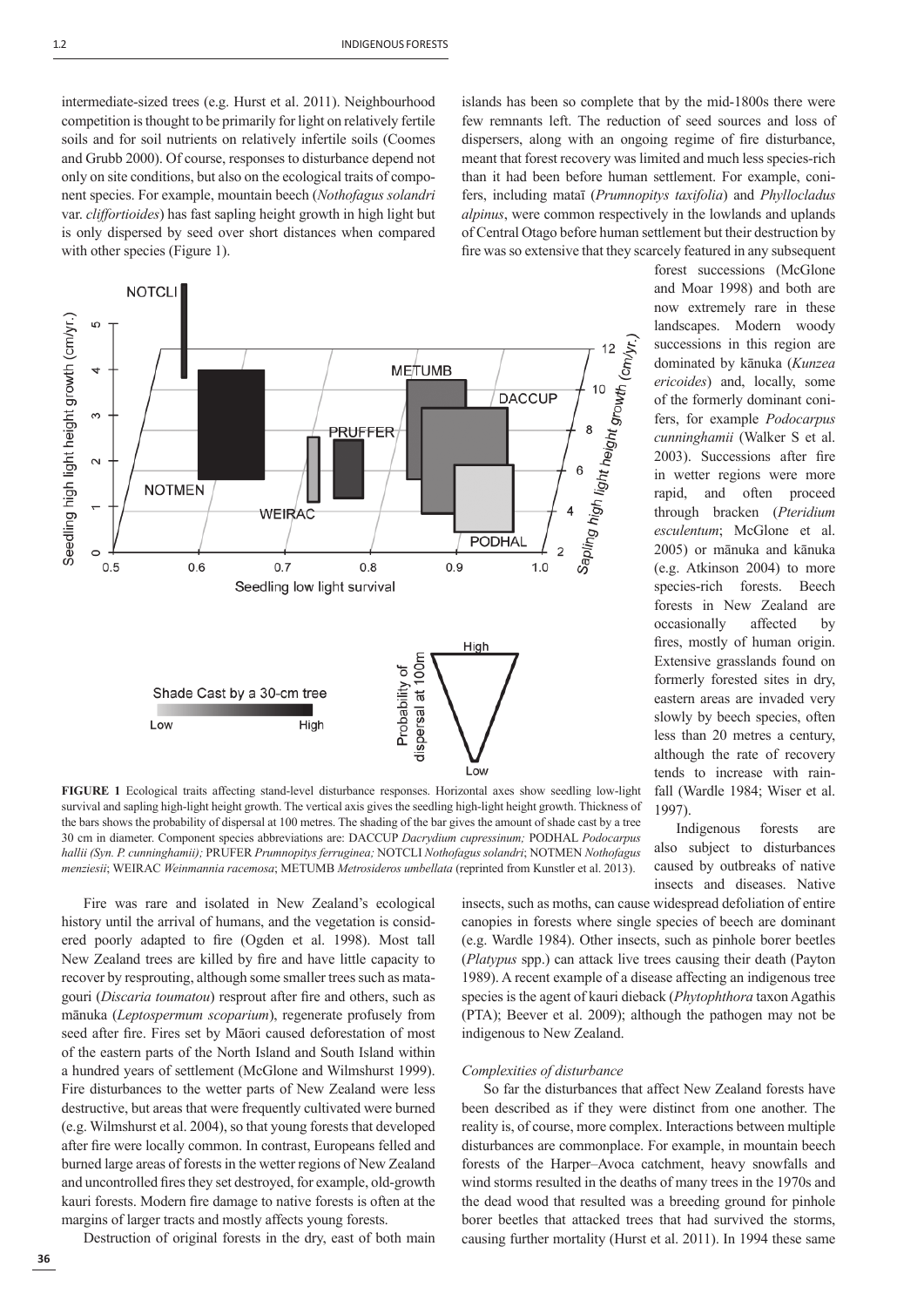intermediate-sized trees (e.g. Hurst et al. 2011). Neighbourhood competition is thought to be primarily for light on relatively fertile soils and for soil nutrients on relatively infertile soils (Coomes and Grubb 2000). Of course, responses to disturbance depend not only on site conditions, but also on the ecological traits of component species. For example, mountain beech (*Nothofagus solandri* var. *cliffortioides*) has fast sapling height growth in high light but is only dispersed by seed over short distances when compared with other species (Figure 1).

**FIGURE 1** Ecological traits affecting stand-level disturbance responses. Horizontal axes show seedling low-light survival and sapling high-light height growth. The vertical axis gives the seedling high-light height growth. Thickness of the bars shows the probability of dispersal at 100 metres. The shading of the bar gives the amount of shade cast by a tree 30 cm in diameter. Component species abbreviations are: DACCUP *Dacrydium cupressinum;* PODHAL *Podocarpus hallii (Syn. P. cunninghamii);* PRUFER *Prumnopitys ferruginea;* NOTCLI *Nothofagus solandri*; NOTMEN *Nothofagus menziesii*; WEIRAC *Weinmannia racemosa*; METUMB *Metrosideros umbellata* (reprinted from Kunstler et al. 2013).

Fire was rare and isolated in New Zealand's ecological history until the arrival of humans, and the vegetation is considered poorly adapted to fire (Ogden et al. 1998). Most tall New Zealand trees are killed by fire and have little capacity to recover by resprouting, although some smaller trees such as matagouri (*Discaria toumatou*) resprout after fire and others, such as mānuka (*Leptospermum scoparium*), regenerate profusely from seed after fire. Fires set by Māori caused deforestation of most of the eastern parts of the North Island and South Island within a hundred years of settlement (McGlone and Wilmshurst 1999). Fire disturbances to the wetter parts of New Zealand were less destructive, but areas that were frequently cultivated were burned (e.g. Wilmshurst et al. 2004), so that young forests that developed after fire were locally common. In contrast, Europeans felled and burned large areas of forests in the wetter regions of New Zealand and uncontrolled fires they set destroyed, for example, old-growth kauri forests. Modern fire damage to native forests is often at the margins of larger tracts and mostly affects young forests.

Destruction of original forests in the dry, east of both main islands has been so complete that by the mid-1800s there were few remnants left. The reduction of seed sources and loss of dispersers, along with an ongoing regime of fire disturbance, meant that forest recovery was limited and much less species-rich than it had been before human settlement. For example, conifers, including mataī (*Prumnopitys taxifolia*) and *Phyllocladus alpinus*, were common respectively in the lowlands and uplands of Central Otago before human settlement but their destruction by fire was so extensive that they scarcely featured in any subsequent forest successions (McGlone and Moar 1998) and both are now extremely rare in these landscapes. Modern woody successions in this region are dominated by kānuka (*Kunzea ericoides*) and, locally, some of the formerly dominant conifers, for example *Podocarpus cunninghamii* (Walker S et al. 2003). Successions after fire in wetter regions were more rapid, and often proceed through bracken (*Pteridium esculentum*; McGlone et al. 2005) or mānuka and kānuka (e.g. Atkinson 2004) to more species-rich forests. Beech forests in New Zealand are occasionally affected by fires, mostly of human origin. Extensive grasslands found on formerly forested sites in dry, eastern areas are invaded very slowly by beech species, often less than 20 metres a century, although the rate of recovery tends to increase with rainfall (Wardle 1984; Wiser et al. 1997).

Indigenous forests are also subject to disturbances caused by outbreaks of native insects and diseases. Native insects, such as moths, can cause widespread defoliation of entire canopies in forests where single species of beech are dominant (e.g. Wardle 1984). Other insects, such as pinhole borer beetles (*Platypus* spp.) can attack live trees causing their death (Payton 1989). A recent example of a disease affecting an indigenous tree species is the agent of kauri dieback (*Phytophthora* taxon Agathis (PTA); Beever et al. 2009); although the pathogen may not be indigenous to New Zealand.

### *Complexities of disturbance*

So far the disturbances that affect New Zealand forests have been described as if they were distinct from one another. The reality is, of course, more complex. Interactions between multiple disturbances are commonplace. For example, in mountain beech forests of the Harper–Avoca catchment, heavy snowfalls and wind storms resulted in the deaths of many trees in the 1970s and the dead wood that resulted was a breeding ground for pinhole borer beetles that attacked trees that had survived the storms, causing further mortality (Hurst et al. 2011). In 1994 these same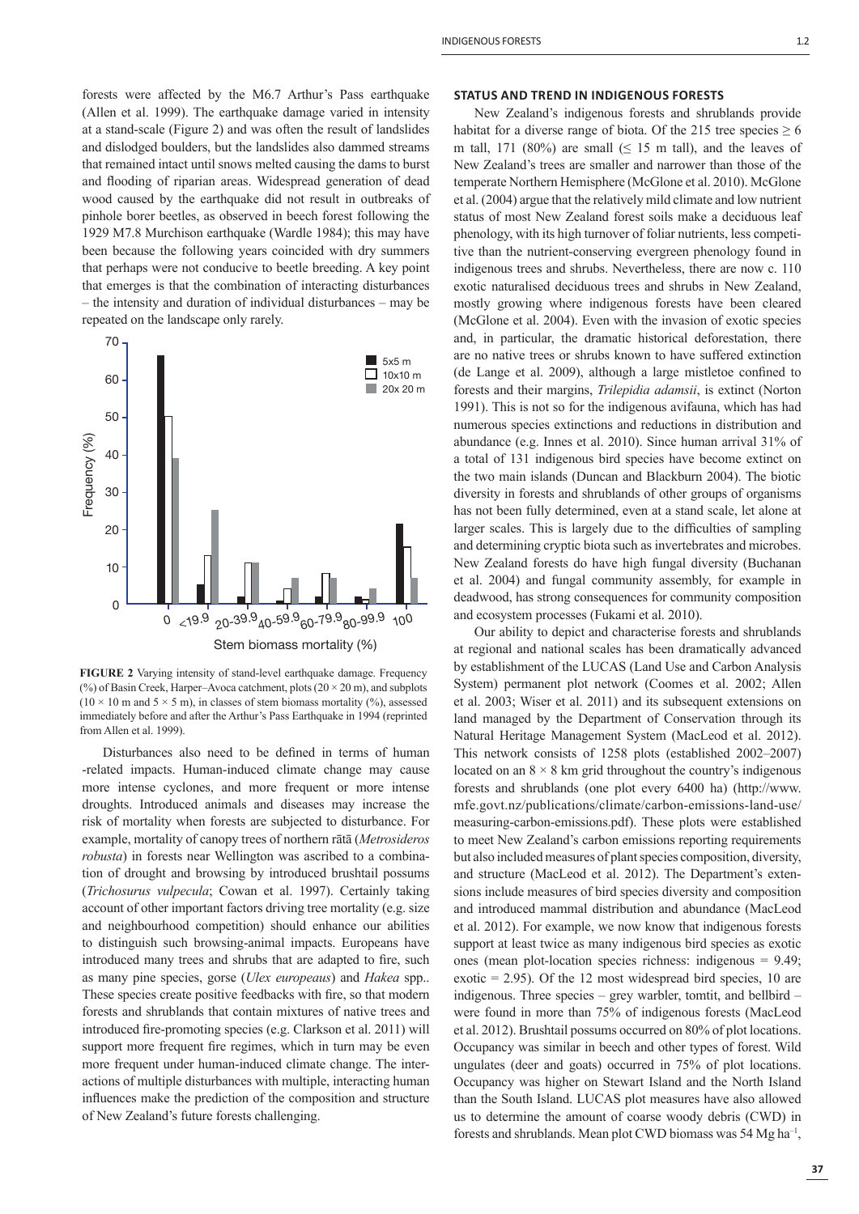forests were affected by the M6.7 Arthur's Pass earthquake (Allen et al. 1999). The earthquake damage varied in intensity at a stand-scale (Figure 2) and was often the result of landslides and dislodged boulders, but the landslides also dammed streams that remained intact until snows melted causing the dams to burst and flooding of riparian areas. Widespread generation of dead wood caused by the earthquake did not result in outbreaks of pinhole borer beetles, as observed in beech forest following the 1929 M7.8 Murchison earthquake (Wardle 1984); this may have been because the following years coincided with dry summers that perhaps were not conducive to beetle breeding. A key point that emerges is that the combination of interacting disturbances – the intensity and duration of individual disturbances – may be repeated on the landscape only rarely.

**FIGURE 2** Varying intensity of stand-level earthquake damage. Frequency (%) of Basin Creek, Harper–Avoca catchment, plots (20 × 20 m), and subplots (10 × 10 m and 5 × 5 m), in classes of stem biomass mortality (%), assessed immediately before and after the Arthur's Pass Earthquake in 1994 (reprinted from Allen et al. 1999).

Disturbances also need to be defined in terms of human -related impacts. Human-induced climate change may cause more intense cyclones, and more frequent or more intense droughts. Introduced animals and diseases may increase the risk of mortality when forests are subjected to disturbance. For example, mortality of canopy trees of northern rātā (*Metrosideros robusta*) in forests near Wellington was ascribed to a combination of drought and browsing by introduced brushtail possums (*Trichosurus vulpecula*; Cowan et al. 1997). Certainly taking account of other important factors driving tree mortality (e.g. size and neighbourhood competition) should enhance our abilities to distinguish such browsing-animal impacts. Europeans have introduced many trees and shrubs that are adapted to fire, such as many pine species, gorse (*Ulex europeaus*) and *Hakea* spp.. These species create positive feedbacks with fire, so that modern forests and shrublands that contain mixtures of native trees and introduced fire-promoting species (e.g. Clarkson et al. 2011) will support more frequent fire regimes, which in turn may be even more frequent under human-induced climate change. The interactions of multiple disturbances with multiple, interacting human influences make the prediction of the composition and structure of New Zealand's future forests challenging.

## STATUS AND TREND IN INDIGENOUS FORESTS

New Zealand's indigenous forests and shrublands provide habitat for a diverse range of biota. Of the 215 tree species ≥ 6 m tall, 171 (80%) are small (≤ 15 m tall), and the leaves of New Zealand's trees are smaller and narrower than those of the temperate Northern Hemisphere (McGlone et al. 2010). McGlone et al. (2004) argue that the relatively mild climate and low nutrient status of most New Zealand forest soils make a deciduous leaf phenology, with its high turnover of foliar nutrients, less competitive than the nutrient-conserving evergreen phenology found in indigenous trees and shrubs. Nevertheless, there are now c. 110 exotic naturalised deciduous trees and shrubs in New Zealand, mostly growing where indigenous forests have been cleared (McGlone et al. 2004). Even with the invasion of exotic species and, in particular, the dramatic historical deforestation, there are no native trees or shrubs known to have suffered extinction (de Lange et al. 2009), although a large mistletoe confined to forests and their margins, *Trilepidia adamsii*, is extinct (Norton 1991). This is not so for the indigenous avifauna, which has had numerous species extinctions and reductions in distribution and abundance (e.g. Innes et al. 2010). Since human arrival 31% of a total of 131 indigenous bird species have become extinct on the two main islands (Duncan and Blackburn 2004). The biotic diversity in forests and shrublands of other groups of organisms has not been fully determined, even at a stand scale, let alone at larger scales. This is largely due to the difficulties of sampling and determining cryptic biota such as invertebrates and microbes. New Zealand forests do have high fungal diversity (Buchanan et al. 2004) and fungal community assembly, for example in deadwood, has strong consequences for community composition and ecosystem processes (Fukami et al. 2010).

Our ability to depict and characterise forests and shrublands at regional and national scales has been dramatically advanced by establishment of the LUCAS (Land Use and Carbon Analysis System) permanent plot network (Coomes et al. 2002; Allen et al. 2003; Wiser et al. 2011) and its subsequent extensions on land managed by the Department of Conservation through its Natural Heritage Management System (MacLeod et al. 2012). This network consists of 1258 plots (established 2002–2007) located on an 8 × 8 km grid throughout the country's indigenous forests and shrublands (one plot every 6400 ha) (http://www.mfe.govt.nz/publications/climate/carbon-emissions-land-use/measuring-carbon-emissions.pdf). These plots were established to meet New Zealand's carbon emissions reporting requirements but also included measures of plant species composition, diversity, and structure (MacLeod et al. 2012). The Department's extensions include measures of bird species diversity and composition and introduced mammal distribution and abundance (MacLeod et al. 2012). For example, we now know that indigenous forests support at least twice as many indigenous bird species as exotic ones (mean plot-location species richness: indigenous = 9.49; exotic = 2.95). Of the 12 most widespread bird species, 10 are indigenous. Three species – grey warbler, tomtit, and bellbird – were found in more than 75% of indigenous forests (MacLeod et al. 2012). Brushtail possums occurred on 80% of plot locations. Occupancy was similar in beech and other types of forest. Wild ungulates (deer and goats) occurred in 75% of plot locations. Occupancy was higher on Stewart Island and the North Island than the South Island. LUCAS plot measures have also allowed us to determine the amount of coarse woody debris (CWD) in forests and shrublands. Mean plot CWD biomass was 54 Mg ha$^{-1}$,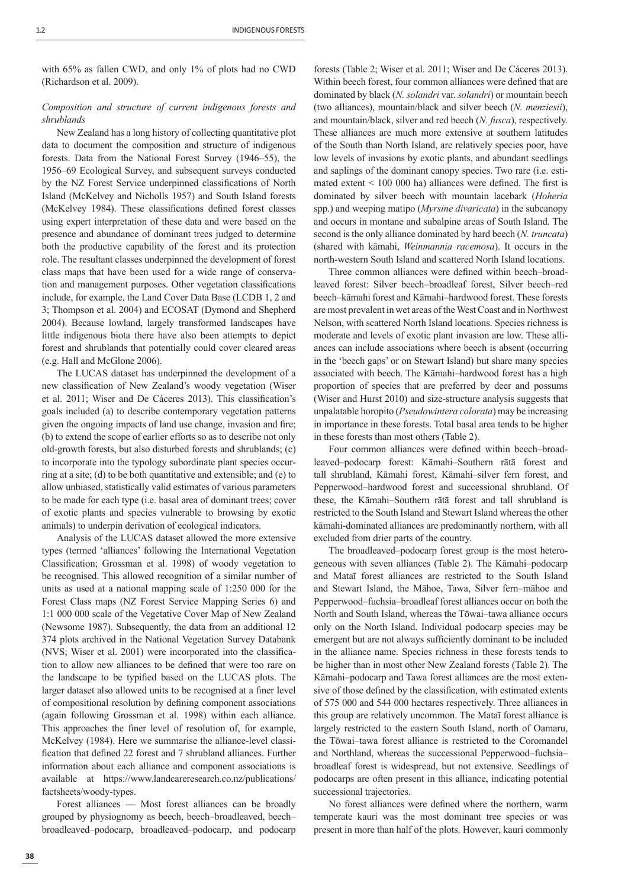with 65% as fallen CWD, and only 1% of plots had no CWD (Richardson et al. 2009).

*Composition and structure of current indigenous forests and shrublands*

New Zealand has a long history of collecting quantitative plot data to document the composition and structure of indigenous forests. Data from the National Forest Survey (1946–55), the 1956–69 Ecological Survey, and subsequent surveys conducted by the NZ Forest Service underpinned classifications of North Island (McKelvey and Nicholls 1957) and South Island forests (McKelvey 1984). These classifications defined forest classes using expert interpretation of these data and were based on the presence and abundance of dominant trees judged to determine both the productive capability of the forest and its protection role. The resultant classes underpinned the development of forest class maps that have been used for a wide range of conservation and management purposes. Other vegetation classifications include, for example, the Land Cover Data Base (LCDB 1, 2 and 3; Thompson et al. 2004) and ECOSAT (Dymond and Shepherd 2004). Because lowland, largely transformed landscapes have little indigenous biota there have also been attempts to depict forest and shrublands that potentially could cover cleared areas (e.g. Hall and McGlone 2006).

The LUCAS dataset has underpinned the development of a new classification of New Zealand's woody vegetation (Wiser et al. 2011; Wiser and De Cáceres 2013). This classification's goals included (a) to describe contemporary vegetation patterns given the ongoing impacts of land use change, invasion and fire; (b) to extend the scope of earlier efforts so as to describe not only old-growth forests, but also disturbed forests and shrublands; (c) to incorporate into the typology subordinate plant species occurring at a site; (d) to be both quantitative and extensible; and (e) to allow unbiased, statistically valid estimates of various parameters to be made for each type (i.e. basal area of dominant trees; cover of exotic plants and species vulnerable to browsing by exotic animals) to underpin derivation of ecological indicators.

Analysis of the LUCAS dataset allowed the more extensive types (termed 'alliances' following the International Vegetation Classification; Grossman et al. 1998) of woody vegetation to be recognised. This allowed recognition of a similar number of units as used at a national mapping scale of 1:250 000 for the Forest Class maps (NZ Forest Service Mapping Series 6) and 1:1 000 000 scale of the Vegetative Cover Map of New Zealand (Newsome 1987). Subsequently, the data from an additional 12 374 plots archived in the National Vegetation Survey Databank (NVS; Wiser et al. 2001) were incorporated into the classification to allow new alliances to be defined that were too rare on the landscape to be typified based on the LUCAS plots. The larger dataset also allowed units to be recognised at a finer level of compositional resolution by defining component associations (again following Grossman et al. 1998) within each alliance. This approaches the finer level of resolution of, for example, McKelvey (1984). Here we summarise the alliance-level classification that defined 22 forest and 7 shrubland alliances. Further information about each alliance and component associations is available at https://www.landcareresearch.co.nz/publications/factsheets/woody-types.

Forest alliances — Most forest alliances can be broadly grouped by physiognomy as beech, beech–broadleaved, beech–broadleaved–podocarp, broadleaved–podocarp, and podocarp forests (Table 2; Wiser et al. 2011; Wiser and De Cáceres 2013). Within beech forest, four common alliances were defined that are dominated by black (*N. solandri* var. *solandri*) or mountain beech (two alliances), mountain/black and silver beech (*N. menziesii*), and mountain/black, silver and red beech (*N. fusca*), respectively. These alliances are much more extensive at southern latitudes of the South than North Island, are relatively species poor, have low levels of invasions by exotic plants, and abundant seedlings and saplings of the dominant canopy species. Two rare (i.e. estimated extent < 100 000 ha) alliances were defined. The first is dominated by silver beech with mountain lacebark (*Hoheria* spp.) and weeping matipo (*Myrsine divaricata*) in the subcanopy and occurs in montane and subalpine areas of South Island. The second is the only alliance dominated by hard beech (*N. truncata*) (shared with kāmahi, *Weinmannia racemosa*). It occurs in the north-western South Island and scattered North Island locations.

Three common alliances were defined within beech–broadleaved forest: Silver beech–broadleaf forest, Silver beech–red beech–kāmahi forest and Kāmahi–hardwood forest. These forests are most prevalent in wet areas of the West Coast and in Northwest Nelson, with scattered North Island locations. Species richness is moderate and levels of exotic plant invasion are low. These alliances can include associations where beech is absent (occurring in the 'beech gaps' or on Stewart Island) but share many species associated with beech. The Kāmahi–hardwood forest has a high proportion of species that are preferred by deer and possums (Wiser and Hurst 2010) and size-structure analysis suggests that unpalatable horopito (*Pseudowintera colorata*) may be increasing in importance in these forests. Total basal area tends to be higher in these forests than most others (Table 2).

Four common alliances were defined within beech–broadleaved–podocarp forest: Kāmahi–Southern rātā forest and tall shrubland, Kāmahi forest, Kāmahi–silver fern forest, and Pepperwood–hardwood forest and successional shrubland. Of these, the Kāmahi–Southern rātā forest and tall shrubland is restricted to the South Island and Stewart Island whereas the other kāmahi-dominated alliances are predominantly northern, with all excluded from drier parts of the country.

The broadleaved–podocarp forest group is the most heterogeneous with seven alliances (Table 2). The Kāmahi–podocarp and Mataī forest alliances are restricted to the South Island and Stewart Island, the Māhoe, Tawa, Silver fern–māhoe and Pepperwood–fuchsia–broadleaf forest alliances occur on both the North and South Island, whereas the Tōwai–tawa alliance occurs only on the North Island. Individual podocarp species may be emergent but are not always sufficiently dominant to be included in the alliance name. Species richness in these forests tends to be higher than in most other New Zealand forests (Table 2). The Kāmahi–podocarp and Tawa forest alliances are the most extensive of those defined by the classification, with estimated extents of 575 000 and 544 000 hectares respectively. Three alliances in this group are relatively uncommon. The Mataī forest alliance is largely restricted to the eastern South Island, north of Oamaru, the Tōwai–tawa forest alliance is restricted to the Coromandel and Northland, whereas the successional Pepperwood–fuchsia–broadleaf forest is widespread, but not extensive. Seedlings of podocarps are often present in this alliance, indicating potential successional trajectories.

No forest alliances were defined where the northern, warm temperate kauri was the most dominant tree species or was present in more than half of the plots. However, kauri commonly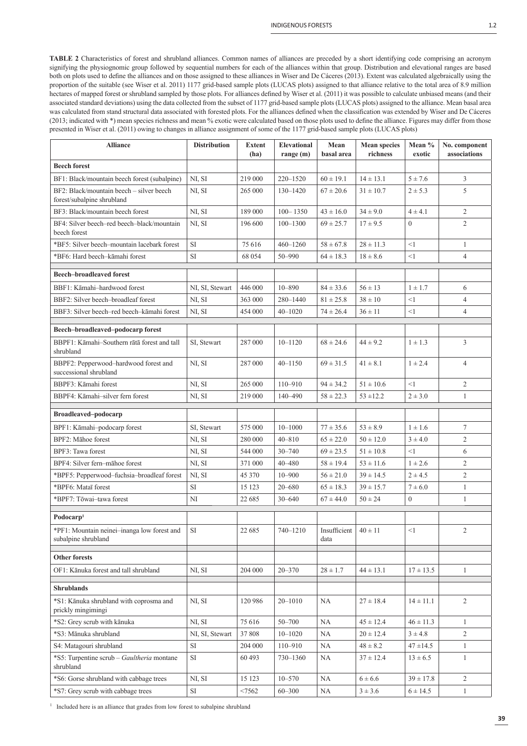**TABLE 2** Characteristics of forest and shrubland alliances. Common names of alliances are preceded by a short identifying code comprising an acronym signifying the physiognomic group followed by sequential numbers for each of the alliances within that group. Distribution and elevational ranges are based both on plots used to define the alliances and on those assigned to these alliances in Wiser and De Cáceres (2013). Extent was calculated algebraically using the proportion of the suitable (see Wiser et al. 2011) 1177 grid-based sample plots (LUCAS plots) assigned to that alliance relative to the total area of 8.9 million hectares of mapped forest or shrubland sampled by those plots. For alliances defined by Wiser et al. (2011) it was possible to calculate unbiased means (and their associated standard deviations) using the data collected from the subset of 1177 grid-based sample plots (LUCAS plots) assigned to the alliance. Mean basal area was calculated from stand structural data associated with forested plots. For the alliances defined when the classification was extended by Wiser and De Cáceres (2013; indicated with *) mean species richness and mean % exotic were calculated based on those plots used to define the alliance. Figures may differ from those presented in Wiser et al. (2011) owing to changes in alliance assignment of some of the 1177 grid-based sample plots (LUCAS plots)

| Alliance | Distribution | Extent (ha) | Elevational range (m) | Mean basal area | Mean species richness | Mean % exotic | No. component associations |
|---|---|---|---|---|---|---|---|
| **Beech forest** | | | | | | | |
| BF1: Black/mountain beech forest (subalpine) | NI, SI | 219 000 | 220–1520 | 60 ± 19.1 | 14 ± 13.1 | 5 ± 7.6 | 3 |
| BF2: Black/mountain beech – silver beech forest/subalpine shrubland | NI, SI | 265 000 | 130–1420 | 67 ± 20.6 | 31 ± 10.7 | 2 ± 5.3 | 5 |
| BF3: Black/mountain beech forest | NI, SI | 189 000 | 100– 1350 | 43 ± 16.0 | 34 ± 9.0 | 4 ± 4.1 | 2 |
| BF4: Silver beech–red beech–black/mountain beech forest | NI, SI | 196 600 | 100–1300 | 69 ± 25.7 | 17 ± 9.5 | 0 | 2 |
| *BF5: Silver beech–mountain lacebark forest | SI | 75 616 | 460–1260 | 58 ± 67.8 | 28 ± 11.3 | <1 | 1 |
| *BF6: Hard beech–kāmahi forest | SI | 68 054 | 50–990 | 64 ± 18.3 | 18 ± 8.6 | <1 | 4 |
| **Beech–broadleaved forest** | | | | | | | |
| BBF1: Kāmahi–hardwood forest | NI, SI, Stewart | 446 000 | 10–890 | 84 ± 33.6 | 56 ± 13 | 1 ± 1.7 | 6 |
| BBF2: Silver beech–broadleaf forest | NI, SI | 363 000 | 280–1440 | 81 ± 25.8 | 38 ± 10 | <1 | 4 |
| BBF3: Silver beech–red beech–kāmahi forest | NI, SI | 454 000 | 40–1020 | 74 ± 26.4 | 36 ± 11 | <1 | 4 |
| **Beech–broadleaved–podocarp forest** | | | | | | | |
| BBPF1: Kāmahi–Southern rātā forest and tall shrubland | SI, Stewart | 287 000 | 10–1120 | 68 ± 24.6 | 44 ± 9.2 | 1 ± 1.3 | 3 |
| BBPF2: Pepperwood–hardwood forest and successional shrubland | NI, SI | 287 000 | 40–1150 | 69 ± 31.5 | 41 ± 8.1 | 1 ± 2.4 | 4 |
| BBPF3: Kāmahi forest | NI, SI | 265 000 | 110–910 | 94 ± 34.2 | 51 ± 10.6 | <1 | 2 |
| BBPF4: Kāmahi–silver fern forest | NI, SI | 219 000 | 140–490 | 58 ± 22.3 | 53 ±12.2 | 2 ± 3.0 | 1 |
| **Broadleaved–podocarp** | | | | | | | |
| BPF1: Kāmahi–podocarp forest | SI, Stewart | 575 000 | 10–1000 | 77 ± 35.6 | 53 ± 8.9 | 1 ± 1.6 | 7 |
| BPF2: Māhoe forest | NI, SI | 280 000 | 40–810 | 65 ± 22.0 | 50 ± 12.0 | 3 ± 4.0 | 2 |
| BPF3: Tawa forest | NI, SI | 544 000 | 30–740 | 69 ± 23.5 | 51 ± 10.8 | <1 | 6 |
| BPF4: Silver fern–māhoe forest | NI, SI | 371 000 | 40–480 | 58 ± 19.4 | 53 ± 11.6 | 1 ± 2.6 | 2 |
| *BPF5: Pepperwood–fuchsia–broadleaf forest | NI, SI | 45 370 | 10–900 | 56 ± 21.0 | 39 ± 14.5 | 2 ± 4.5 | 2 |
| *BPF6: Mataī forest | SI | 15 123 | 20–680 | 65 ± 18.3 | 39 ± 15.7 | 7 ± 6.0 | 1 |
| *BPF7: Tōwai–tawa forest | NI | 22 685 | 30–640 | 67 ± 44.0 | 50 ± 24 | 0 | 1 |
| **Podocarp[1]** | | | | | | | |
| *PF1: Mountain neinei–inanga low forest and subalpine shrubland | SI | 22 685 | 740–1210 | Insufficient data | 40 ± 11 | <1 | 2 |
| **Other forests** | | | | | | | |
| OF1: Kānuka forest and tall shrubland | NI, SI | 204 000 | 20–370 | 28 ± 1.7 | 44 ± 13.1 | 17 ± 13.5 | 1 |
| **Shrublands** | | | | | | | |
| *S1: Kānuka shrubland with coprosma and prickly mingimingi | NI, SI | 120 986 | 20–1010 | NA | 27 ± 18.4 | 14 ± 11.1 | 2 |
| *S2: Grey scrub with kānuka | NI, SI | 75 616 | 50–700 | NA | 45 ± 12.4 | 46 ± 11.3 | 1 |
| *S3: Mānuka shrubland | NI, SI, Stewart | 37 808 | 10–1020 | NA | 20 ± 12.4 | 3 ± 4.8 | 2 |
| S4: Matagouri shrubland | SI | 204 000 | 110–910 | NA | 48 ± 8.2 | 47 ±14.5 | 1 |
| *S5: Turpentine scrub – *Gaultheria* montane shrubland | SI | 60 493 | 730–1360 | NA | 37 ± 12.4 | 13 ± 6.5 | 1 |
| *S6: Gorse shrubland with cabbage trees | NI, SI | 15 123 | 10–570 | NA | 6 ± 6.6 | 39 ± 17.8 | 2 |
| *S7: Grey scrub with cabbage trees | SI | <7562 | 60–300 | NA | 3 ± 3.6 | 6 ± 14.5 | 1 |

[1] Included here is an alliance that grades from low forest to subalpine shrubland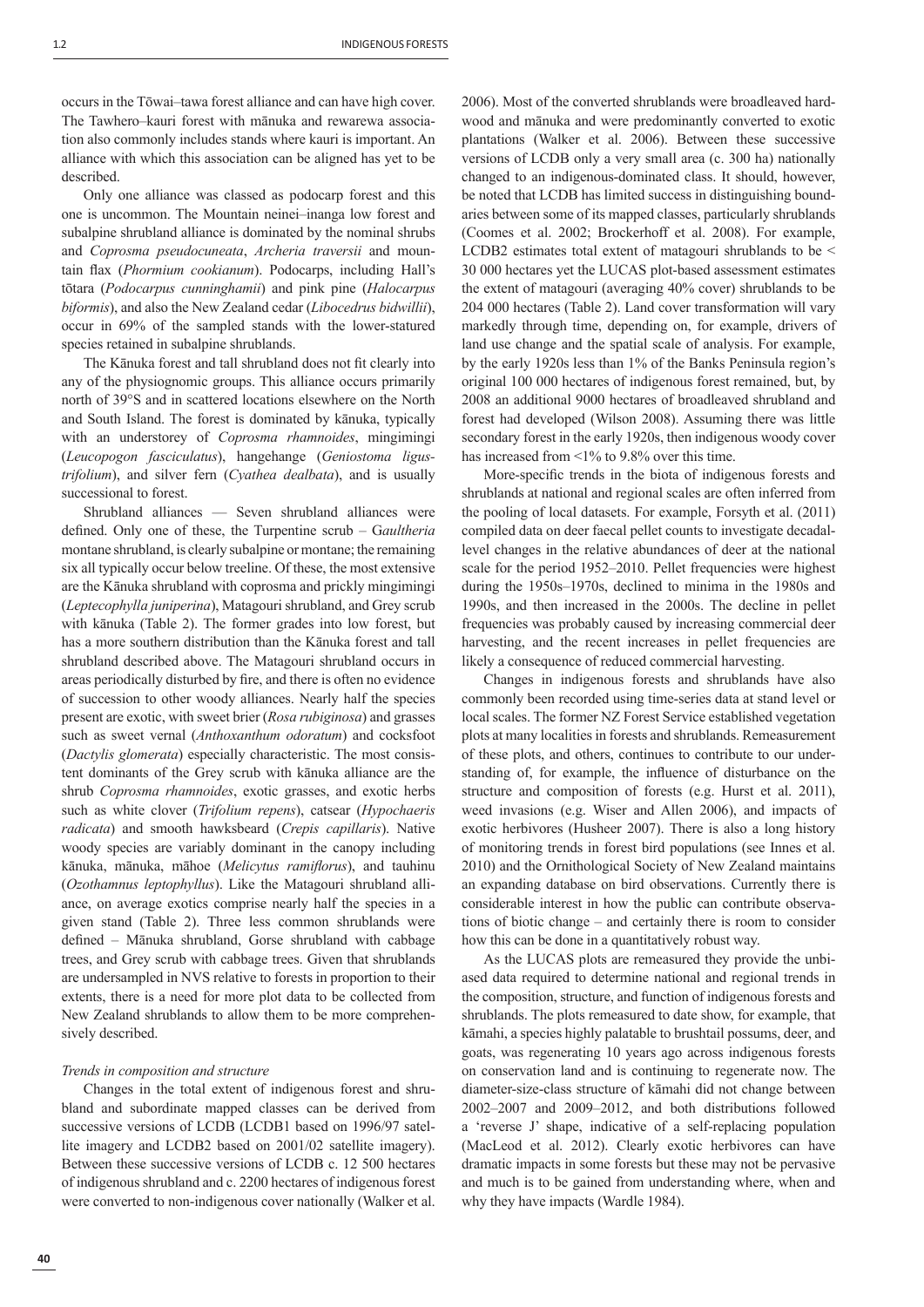occurs in the Tōwai–tawa forest alliance and can have high cover. The Tawhero–kauri forest with mānuka and rewarewa association also commonly includes stands where kauri is important. An alliance with which this association can be aligned has yet to be described.

Only one alliance was classed as podocarp forest and this one is uncommon. The Mountain neinei–inanga low forest and subalpine shrubland alliance is dominated by the nominal shrubs and *Coprosma pseudocuneata*, *Archeria traversii* and mountain flax (*Phormium cookianum*). Podocarps, including Hall's tōtara (*Podocarpus cunninghamii*) and pink pine (*Halocarpus biformis*), and also the New Zealand cedar (*Libocedrus bidwillii*), occur in 69% of the sampled stands with the lower-statured species retained in subalpine shrublands.

The Kānuka forest and tall shrubland does not fit clearly into any of the physiognomic groups. This alliance occurs primarily north of 39°S and in scattered locations elsewhere on the North and South Island. The forest is dominated by kānuka, typically with an understorey of *Coprosma rhamnoides*, mingimingi (*Leucopogon fasciculatus*), hangehange (*Geniostoma ligustrifolium*), and silver fern (*Cyathea dealbata*), and is usually successional to forest.

Shrubland alliances — Seven shrubland alliances were defined. Only one of these, the Turpentine scrub – *Gaultheria* montane shrubland, is clearly subalpine or montane; the remaining six all typically occur below treeline. Of these, the most extensive are the Kānuka shrubland with coprosma and prickly mingimingi (*Leptecophylla juniperina*), Matagouri shrubland, and Grey scrub with kānuka (Table 2). The former grades into low forest, but has a more southern distribution than the Kānuka forest and tall shrubland described above. The Matagouri shrubland occurs in areas periodically disturbed by fire, and there is often no evidence of succession to other woody alliances. Nearly half the species present are exotic, with sweet brier (*Rosa rubiginosa*) and grasses such as sweet vernal (*Anthoxanthum odoratum*) and cocksfoot (*Dactylis glomerata*) especially characteristic. The most consistent dominants of the Grey scrub with kānuka alliance are the shrub *Coprosma rhamnoides*, exotic grasses, and exotic herbs such as white clover (*Trifolium repens*), catsear (*Hypochaeris radicata*) and smooth hawksbeard (*Crepis capillaris*). Native woody species are variably dominant in the canopy including kānuka, mānuka, māhoe (*Melicytus ramiflorus*), and tauhinu (*Ozothamnus leptophyllus*). Like the Matagouri shrubland alliance, on average exotics comprise nearly half the species in a given stand (Table 2). Three less common shrublands were defined – Mānuka shrubland, Gorse shrubland with cabbage trees, and Grey scrub with cabbage trees. Given that shrublands are undersampled in NVS relative to forests in proportion to their extents, there is a need for more plot data to be collected from New Zealand shrublands to allow them to be more comprehensively described.

*Trends in composition and structure*

Changes in the total extent of indigenous forest and shrubland and subordinate mapped classes can be derived from successive versions of LCDB (LCDB1 based on 1996/97 satellite imagery and LCDB2 based on 2001/02 satellite imagery). Between these successive versions of LCDB c. 12 500 hectares of indigenous shrubland and c. 2200 hectares of indigenous forest were converted to non-indigenous cover nationally (Walker et al. 2006). Most of the converted shrublands were broadleaved hardwood and mānuka and were predominantly converted to exotic plantations (Walker et al. 2006). Between these successive versions of LCDB only a very small area (c. 300 ha) nationally changed to an indigenous-dominated class. It should, however, be noted that LCDB has limited success in distinguishing boundaries between some of its mapped classes, particularly shrublands (Coomes et al. 2002; Brockerhoff et al. 2008). For example, LCDB2 estimates total extent of matagouri shrublands to be < 30 000 hectares yet the LUCAS plot-based assessment estimates the extent of matagouri (averaging 40% cover) shrublands to be 204 000 hectares (Table 2). Land cover transformation will vary markedly through time, depending on, for example, drivers of land use change and the spatial scale of analysis. For example, by the early 1920s less than 1% of the Banks Peninsula region's original 100 000 hectares of indigenous forest remained, but, by 2008 an additional 9000 hectares of broadleaved shrubland and forest had developed (Wilson 2008). Assuming there was little secondary forest in the early 1920s, then indigenous woody cover has increased from <1% to 9.8% over this time.

More-specific trends in the biota of indigenous forests and shrublands at national and regional scales are often inferred from the pooling of local datasets. For example, Forsyth et al. (2011) compiled data on deer faecal pellet counts to investigate decadal-level changes in the relative abundances of deer at the national scale for the period 1952–2010. Pellet frequencies were highest during the 1950s–1970s, declined to minima in the 1980s and 1990s, and then increased in the 2000s. The decline in pellet frequencies was probably caused by increasing commercial deer harvesting, and the recent increases in pellet frequencies are likely a consequence of reduced commercial harvesting.

Changes in indigenous forests and shrublands have also commonly been recorded using time-series data at stand level or local scales. The former NZ Forest Service established vegetation plots at many localities in forests and shrublands. Remeasurement of these plots, and others, continues to contribute to our understanding of, for example, the influence of disturbance on the structure and composition of forests (e.g. Hurst et al. 2011), weed invasions (e.g. Wiser and Allen 2006), and impacts of exotic herbivores (Husheer 2007). There is also a long history of monitoring trends in forest bird populations (see Innes et al. 2010) and the Ornithological Society of New Zealand maintains an expanding database on bird observations. Currently there is considerable interest in how the public can contribute observations of biotic change – and certainly there is room to consider how this can be done in a quantitatively robust way.

As the LUCAS plots are remeasured they provide the unbiased data required to determine national and regional trends in the composition, structure, and function of indigenous forests and shrublands. The plots remeasured to date show, for example, that kāmahi, a species highly palatable to brushtail possums, deer, and goats, was regenerating 10 years ago across indigenous forests on conservation land and is continuing to regenerate now. The diameter-size-class structure of kāmahi did not change between 2002–2007 and 2009–2012, and both distributions followed a 'reverse J' shape, indicative of a self-replacing population (MacLeod et al. 2012). Clearly exotic herbivores can have dramatic impacts in some forests but these may not be pervasive and much is to be gained from understanding where, when and why they have impacts (Wardle 1984).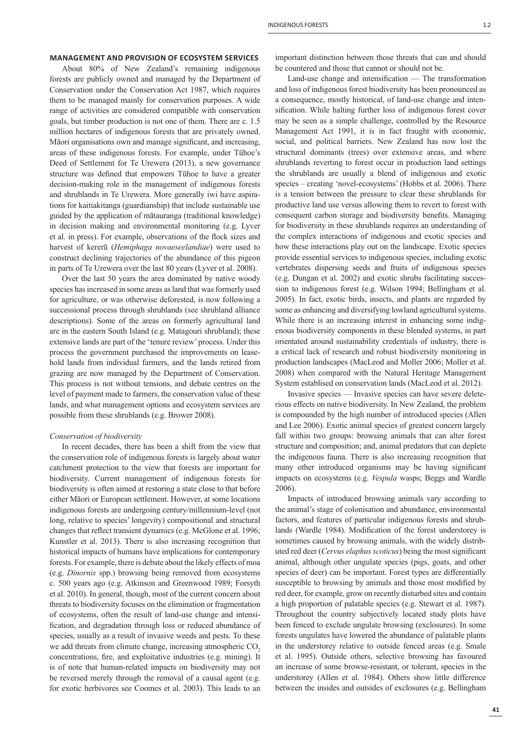## MANAGEMENT AND PROVISION OF ECOSYSTEM SERVICES

About 80% of New Zealand's remaining indigenous forests are publicly owned and managed by the Department of Conservation under the Conservation Act 1987, which requires them to be managed mainly for conservation purposes. A wide range of activities are considered compatible with conservation goals, but timber production is not one of them. There are c. 1.5 million hectares of indigenous forests that are privately owned. Māori organisations own and manage significant, and increasing, areas of these indigenous forests. For example, under Tūhoe's Deed of Settlement for Te Urewera (2013), a new governance structure was defined that empowers Tūhoe to have a greater decision-making role in the management of indigenous forests and shrublands in Te Urewera. More generally iwi have aspirations for kaitiakitanga (guardianship) that include sustainable use guided by the application of mātauranga (traditional knowledge) in decision making and environmental monitoring (e.g. Lyver et al. in press). For example, observations of the flock sizes and harvest of kererū (*Hemiphaga novaeseelandiae*) were used to construct declining trajectories of the abundance of this pigeon in parts of Te Urewera over the last 80 years (Lyver et al. 2008).

Over the last 50 years the area dominated by native woody species has increased in some areas as land that was formerly used for agriculture, or was otherwise deforested, is now following a successional process through shrublands (see shrubland alliance descriptions). Some of the areas on formerly agricultural land are in the eastern South Island (e.g. Matagouri shrubland); these extensive lands are part of the 'tenure review' process. Under this process the government purchased the improvements on leasehold lands from individual farmers, and the lands retired from grazing are now managed by the Department of Conservation. This process is not without tensions, and debate centres on the level of payment made to farmers, the conservation value of these lands, and what management options and ecosystem services are possible from these shrublands (e.g. Brower 2008).

### *Conservation of biodiversity*

In recent decades, there has been a shift from the view that the conservation role of indigenous forests is largely about water catchment protection to the view that forests are important for biodiversity. Current management of indigenous forests for biodiversity is often aimed at restoring a state close to that before either Māori or European settlement. However, at some locations indigenous forests are undergoing century/millennium-level (not long, relative to species' longevity) compositional and structural changes that reflect transient dynamics (e.g. McGlone et al. 1996; Kunstler et al. 2013). There is also increasing recognition that historical impacts of humans have implications for contemporary forests. For example, there is debate about the likely effects of moa (e.g. *Dinornis* spp.) browsing being removed from ecosystems c. 500 years ago (e.g. Atkinson and Greenwood 1989; Forsyth et al. 2010). In general, though, most of the current concern about threats to biodiversity focuses on the elimination or fragmentation of ecosystems, often the result of land-use change and intensification, and degradation through loss or reduced abundance of species, usually as a result of invasive weeds and pests. To these we add threats from climate change, increasing atmospheric $CO_2$ concentrations, fire, and exploitative industries (e.g. mining). It is of note that human-related impacts on biodiversity may not be reversed merely through the removal of a causal agent (e.g. for exotic herbivores see Coomes et al. 2003). This leads to an important distinction between those threats that can and should be countered and those that cannot or should not be.

Land-use change and intensification — The transformation and loss of indigenous forest biodiversity has been pronounced as a consequence, mostly historical, of land-use change and intensification. While halting further loss of indigenous forest cover may be seen as a simple challenge, controlled by the Resource Management Act 1991, it is in fact fraught with economic, social, and political barriers. New Zealand has now lost the structural dominants (trees) over extensive areas, and where shrublands reverting to forest occur in production land settings the shrublands are usually a blend of indigenous and exotic species – creating 'novel-ecosystems' (Hobbs et al. 2006). There is a tension between the pressure to clear these shrublands for productive land use versus allowing them to revert to forest with consequent carbon storage and biodiversity benefits. Managing for biodiversity in these shrublands requires an understanding of the complex interactions of indigenous and exotic species and how these interactions play out on the landscape. Exotic species provide essential services to indigenous species, including exotic vertebrates dispersing seeds and fruits of indigenous species (e.g. Dungan et al. 2002) and exotic shrubs facilitating succession to indigenous forest (e.g. Wilson 1994; Bellingham et al. 2005). In fact, exotic birds, insects, and plants are regarded by some as enhancing and diversifying lowland agricultural systems. While there is an increasing interest in enhancing some indigenous biodiversity components in these blended systems, in part orientated around sustainability credentials of industry, there is a critical lack of research and robust biodiversity monitoring in production landscapes (MacLeod and Moller 2006; Moller et al. 2008) when compared with the Natural Heritage Management System establised on conservation lands (MacLeod et al. 2012).

Invasive species — Invasive species can have severe deleterious effects on native biodiversity. In New Zealand, the problem is compounded by the high number of introduced species (Allen and Lee 2006). Exotic animal species of greatest concern largely fall within two groups: browsing animals that can alter forest structure and composition; and, animal predators that can deplete the indigenous fauna. There is also increasing recognition that many other introduced organisms may be having significant impacts on ecosystems (e.g. *Vespula* wasps; Beggs and Wardle 2006).

Impacts of introduced browsing animals vary according to the animal's stage of colonisation and abundance, environmental factors, and features of particular indigenous forests and shrublands (Wardle 1984). Modification of the forest understorey is sometimes caused by browsing animals, with the widely distributed red deer (*Cervus elaphus scoticus*) being the most significant animal, although other ungulate species (pigs, goats, and other species of deer) can be important. Forest types are differentially susceptible to browsing by animals and those most modified by red deer, for example, grow on recently disturbed sites and contain a high proportion of palatable species (e.g. Stewart et al. 1987). Throughout the country subjectively located study plots have been fenced to exclude ungulate browsing (exclosures). In some forests ungulates have lowered the abundance of palatable plants in the understorey relative to outside fenced areas (e.g. Smale et al. 1995). Outside others, selective browsing has favoured an increase of some browse-resistant, or tolerant, species in the understorey (Allen et al. 1984). Others show little difference between the insides and outsides of exclosures (e.g. Bellingham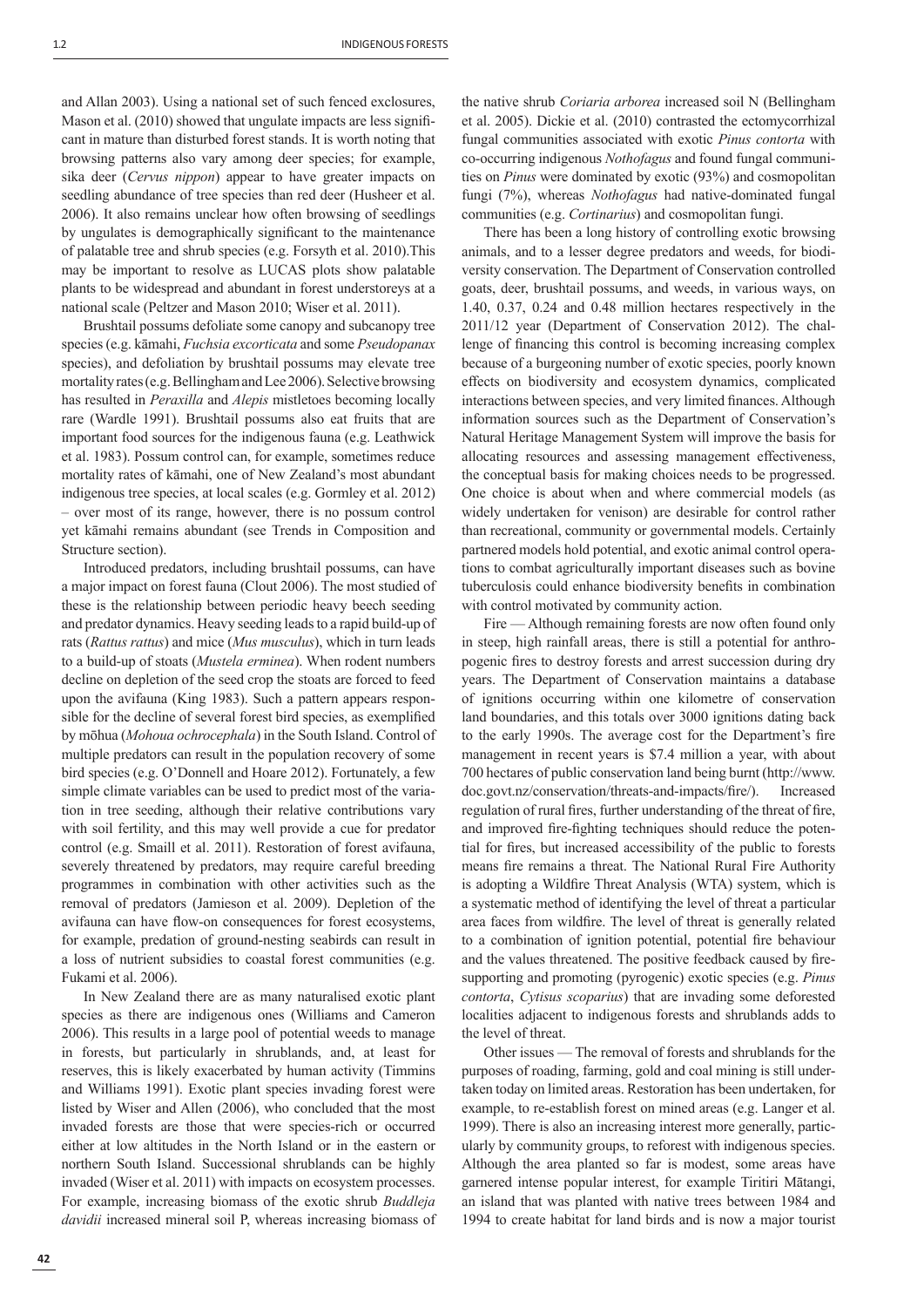and Allan 2003). Using a national set of such fenced exclosures, Mason et al. (2010) showed that ungulate impacts are less significant in mature than disturbed forest stands. It is worth noting that browsing patterns also vary among deer species; for example, sika deer (*Cervus nippon*) appear to have greater impacts on seedling abundance of tree species than red deer (Husheer et al. 2006). It also remains unclear how often browsing of seedlings by ungulates is demographically significant to the maintenance of palatable tree and shrub species (e.g. Forsyth et al. 2010).This may be important to resolve as LUCAS plots show palatable plants to be widespread and abundant in forest understoreys at a national scale (Peltzer and Mason 2010; Wiser et al. 2011).

Brushtail possums defoliate some canopy and subcanopy tree species (e.g. kāmahi, *Fuchsia excorticata* and some *Pseudopanax* species), and defoliation by brushtail possums may elevate tree mortality rates (e.g. Bellingham and Lee 2006). Selective browsing has resulted in *Peraxilla* and *Alepis* mistletoes becoming locally rare (Wardle 1991). Brushtail possums also eat fruits that are important food sources for the indigenous fauna (e.g. Leathwick et al. 1983). Possum control can, for example, sometimes reduce mortality rates of kāmahi, one of New Zealand's most abundant indigenous tree species, at local scales (e.g. Gormley et al. 2012) – over most of its range, however, there is no possum control yet kāmahi remains abundant (see Trends in Composition and Structure section).

Introduced predators, including brushtail possums, can have a major impact on forest fauna (Clout 2006). The most studied of these is the relationship between periodic heavy beech seeding and predator dynamics. Heavy seeding leads to a rapid build-up of rats (*Rattus rattus*) and mice (*Mus musculus*), which in turn leads to a build-up of stoats (*Mustela erminea*). When rodent numbers decline on depletion of the seed crop the stoats are forced to feed upon the avifauna (King 1983). Such a pattern appears responsible for the decline of several forest bird species, as exemplified by mōhua (*Mohoua ochrocephala*) in the South Island. Control of multiple predators can result in the population recovery of some bird species (e.g. O'Donnell and Hoare 2012). Fortunately, a few simple climate variables can be used to predict most of the variation in tree seeding, although their relative contributions vary with soil fertility, and this may well provide a cue for predator control (e.g. Smaill et al. 2011). Restoration of forest avifauna, severely threatened by predators, may require careful breeding programmes in combination with other activities such as the removal of predators (Jamieson et al. 2009). Depletion of the avifauna can have flow-on consequences for forest ecosystems, for example, predation of ground-nesting seabirds can result in a loss of nutrient subsidies to coastal forest communities (e.g. Fukami et al. 2006).

In New Zealand there are as many naturalised exotic plant species as there are indigenous ones (Williams and Cameron 2006). This results in a large pool of potential weeds to manage in forests, but particularly in shrublands, and, at least for reserves, this is likely exacerbated by human activity (Timmins and Williams 1991). Exotic plant species invading forest were listed by Wiser and Allen (2006), who concluded that the most invaded forests are those that were species-rich or occurred either at low altitudes in the North Island or in the eastern or northern South Island. Successional shrublands can be highly invaded (Wiser et al. 2011) with impacts on ecosystem processes. For example, increasing biomass of the exotic shrub *Buddleja davidii* increased mineral soil P, whereas increasing biomass of the native shrub *Coriaria arborea* increased soil N (Bellingham et al. 2005). Dickie et al. (2010) contrasted the ectomycorrhizal fungal communities associated with exotic *Pinus contorta* with co-occurring indigenous *Nothofagus* and found fungal communities on *Pinus* were dominated by exotic (93%) and cosmopolitan fungi (7%), whereas *Nothofagus* had native-dominated fungal communities (e.g. *Cortinarius*) and cosmopolitan fungi.

There has been a long history of controlling exotic browsing animals, and to a lesser degree predators and weeds, for biodiversity conservation. The Department of Conservation controlled goats, deer, brushtail possums, and weeds, in various ways, on 1.40, 0.37, 0.24 and 0.48 million hectares respectively in the 2011/12 year (Department of Conservation 2012). The challenge of financing this control is becoming increasing complex because of a burgeoning number of exotic species, poorly known effects on biodiversity and ecosystem dynamics, complicated interactions between species, and very limited finances. Although information sources such as the Department of Conservation's Natural Heritage Management System will improve the basis for allocating resources and assessing management effectiveness, the conceptual basis for making choices needs to be progressed. One choice is about when and where commercial models (as widely undertaken for venison) are desirable for control rather than recreational, community or governmental models. Certainly partnered models hold potential, and exotic animal control operations to combat agriculturally important diseases such as bovine tuberculosis could enhance biodiversity benefits in combination with control motivated by community action.

Fire — Although remaining forests are now often found only in steep, high rainfall areas, there is still a potential for anthropogenic fires to destroy forests and arrest succession during dry years. The Department of Conservation maintains a database of ignitions occurring within one kilometre of conservation land boundaries, and this totals over 3000 ignitions dating back to the early 1990s. The average cost for the Department's fire management in recent years is \$7.4 million a year, with about 700 hectares of public conservation land being burnt (http://www.doc.govt.nz/conservation/threats-and-impacts/fire/). Increased regulation of rural fires, further understanding of the threat of fire, and improved fire-fighting techniques should reduce the potential for fires, but increased accessibility of the public to forests means fire remains a threat. The National Rural Fire Authority is adopting a Wildfire Threat Analysis (WTA) system, which is a systematic method of identifying the level of threat a particular area faces from wildfire. The level of threat is generally related to a combination of ignition potential, potential fire behaviour and the values threatened. The positive feedback caused by fire-supporting and promoting (pyrogenic) exotic species (e.g. *Pinus contorta*, *Cytisus scoparius*) that are invading some deforested localities adjacent to indigenous forests and shrublands adds to the level of threat.

Other issues — The removal of forests and shrublands for the purposes of roading, farming, gold and coal mining is still undertaken today on limited areas. Restoration has been undertaken, for example, to re-establish forest on mined areas (e.g. Langer et al. 1999). There is also an increasing interest more generally, particularly by community groups, to reforest with indigenous species. Although the area planted so far is modest, some areas have garnered intense popular interest, for example Tiritiri Mātangi, an island that was planted with native trees between 1984 and 1994 to create habitat for land birds and is now a major tourist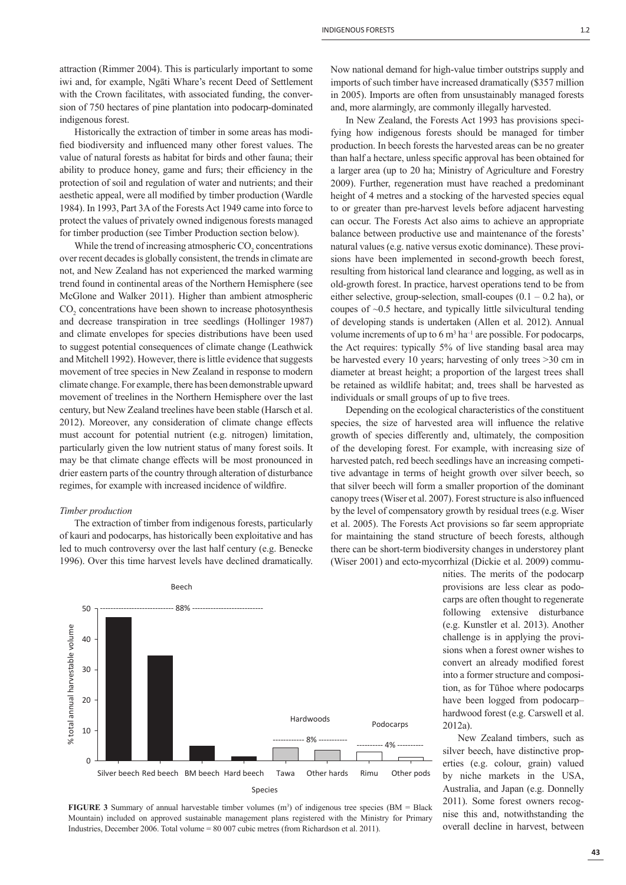attraction (Rimmer 2004). This is particularly important to some iwi and, for example, Ngāti Whare's recent Deed of Settlement with the Crown facilitates, with associated funding, the conversion of 750 hectares of pine plantation into podocarp-dominated indigenous forest.

Historically the extraction of timber in some areas has modified biodiversity and influenced many other forest values. The value of natural forests as habitat for birds and other fauna; their ability to produce honey, game and furs; their efficiency in the protection of soil and regulation of water and nutrients; and their aesthetic appeal, were all modified by timber production (Wardle 1984). In 1993, Part 3A of the Forests Act 1949 came into force to protect the values of privately owned indigenous forests managed for timber production (see Timber Production section below).

While the trend of increasing atmospheric $CO_2$ concentrations over recent decades is globally consistent, the trends in climate are not, and New Zealand has not experienced the marked warming trend found in continental areas of the Northern Hemisphere (see McGlone and Walker 2011). Higher than ambient atmospheric $CO_2$ concentrations have been shown to increase photosynthesis and decrease transpiration in tree seedlings (Hollinger 1987) and climate envelopes for species distributions have been used to suggest potential consequences of climate change (Leathwick and Mitchell 1992). However, there is little evidence that suggests movement of tree species in New Zealand in response to modern climate change. For example, there has been demonstrable upward movement of treelines in the Northern Hemisphere over the last century, but New Zealand treelines have been stable (Harsch et al. 2012). Moreover, any consideration of climate change effects must account for potential nutrient (e.g. nitrogen) limitation, particularly given the low nutrient status of many forest soils. It may be that climate change effects will be most pronounced in drier eastern parts of the country through alteration of disturbance regimes, for example with increased incidence of wildfire.

*Timber production*

The extraction of timber from indigenous forests, particularly of kauri and podocarps, has historically been exploitative and has led to much controversy over the last half century (e.g. Benecke 1996). Over this time harvest levels have declined dramatically. Now national demand for high-value timber outstrips supply and imports of such timber have increased dramatically ($357 million in 2005). Imports are often from unsustainably managed forests and, more alarmingly, are commonly illegally harvested.

In New Zealand, the Forests Act 1993 has provisions specifying how indigenous forests should be managed for timber production. In beech forests the harvested areas can be no greater than half a hectare, unless specific approval has been obtained for a larger area (up to 20 ha; Ministry of Agriculture and Forestry 2009). Further, regeneration must have reached a predominant height of 4 metres and a stocking of the harvested species equal to or greater than pre-harvest levels before adjacent harvesting can occur. The Forests Act also aims to achieve an appropriate balance between productive use and maintenance of the forests' natural values (e.g. native versus exotic dominance). These provisions have been implemented in second-growth beech forest, resulting from historical land clearance and logging, as well as in old-growth forest. In practice, harvest operations tend to be from either selective, group-selection, small-coupes (0.1 – 0.2 ha), or coupes of ~0.5 hectare, and typically little silvicultural tending of developing stands is undertaken (Allen et al. 2012). Annual volume increments of up to 6 $m^3$ $ha^{-1}$ are possible. For podocarps, the Act requires: typically 5% of live standing basal area may be harvested every 10 years; harvesting of only trees >30 cm in diameter at breast height; a proportion of the largest trees shall be retained as wildlife habitat; and, trees shall be harvested as individuals or small groups of up to five trees.

Depending on the ecological characteristics of the constituent species, the size of harvested area will influence the relative growth of species differently and, ultimately, the composition of the developing forest. For example, with increasing size of harvested patch, red beech seedlings have an increasing competitive advantage in terms of height growth over silver beech, so that silver beech will form a smaller proportion of the dominant canopy trees (Wiser et al. 2007). Forest structure is also influenced by the level of compensatory growth by residual trees (e.g. Wiser et al. 2005). The Forests Act provisions so far seem appropriate for maintaining the stand structure of beech forests, although there can be short-term biodiversity changes in understorey plant (Wiser 2001) and ecto-mycorrhizal (Dickie et al. 2009) communities. The merits of the podocarp provisions are less clear as podocarps are often thought to regenerate following extensive disturbance (e.g. Kunstler et al. 2013). Another challenge is in applying the provisions when a forest owner wishes to convert an already modified forest into a former structure and composition, as for Tūhoe where podocarps have been logged from podocarp–hardwood forest (e.g. Carswell et al. 2012a).

New Zealand timbers, such as silver beech, have distinctive properties (e.g. colour, grain) valued by niche markets in the USA, Australia, and Japan (e.g. Donnelly 2011). Some forest owners recognise this and, notwithstanding the overall decline in harvest, between

**FIGURE 3** Summary of annual harvestable timber volumes ($m^3$) of indigenous tree species (BM = Black Mountain) included on approved sustainable management plans registered with the Ministry for Primary Industries, December 2006. Total volume = 80 007 cubic metres (from Richardson et al. 2011).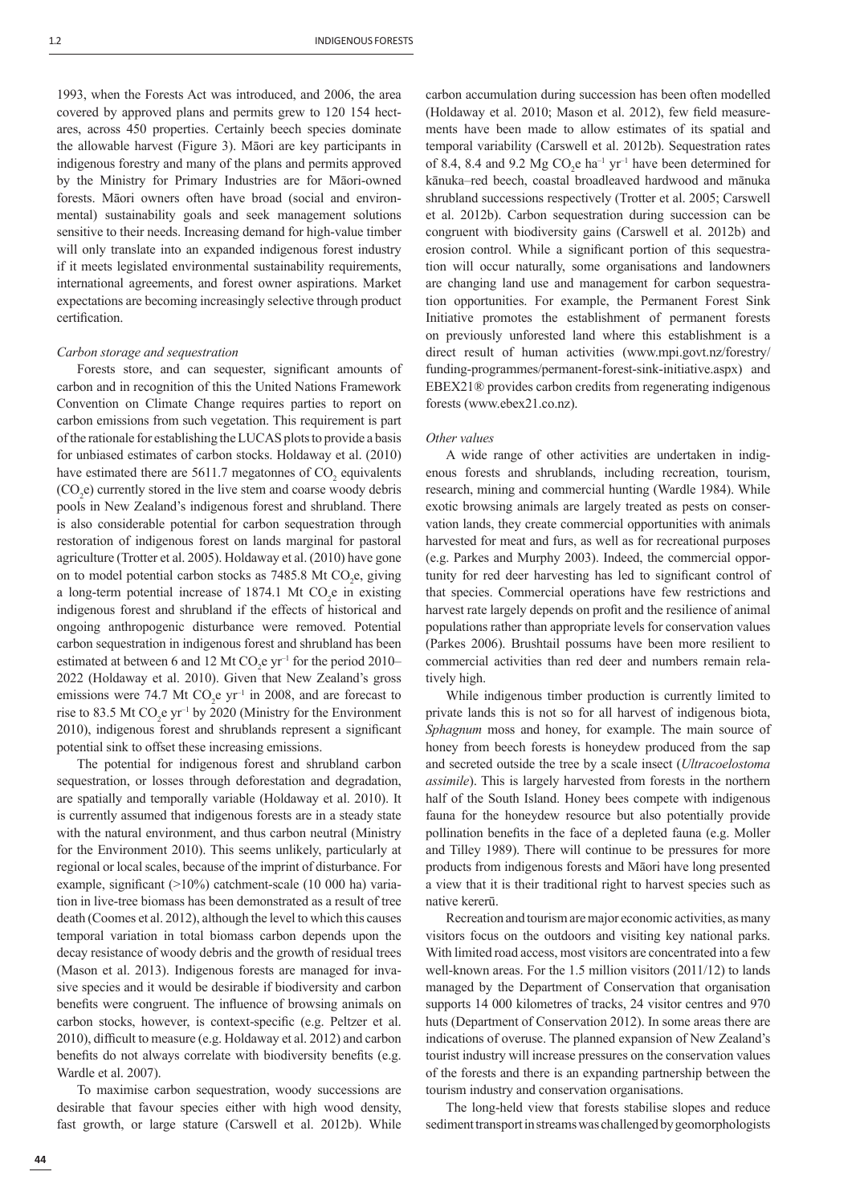1993, when the Forests Act was introduced, and 2006, the area covered by approved plans and permits grew to 120 154 hectares, across 450 properties. Certainly beech species dominate the allowable harvest (Figure 3). Māori are key participants in indigenous forestry and many of the plans and permits approved by the Ministry for Primary Industries are for Māori-owned forests. Māori owners often have broad (social and environmental) sustainability goals and seek management solutions sensitive to their needs. Increasing demand for high-value timber will only translate into an expanded indigenous forest industry if it meets legislated environmental sustainability requirements, international agreements, and forest owner aspirations. Market expectations are becoming increasingly selective through product certification.

*Carbon storage and sequestration*

Forests store, and can sequester, significant amounts of carbon and in recognition of this the United Nations Framework Convention on Climate Change requires parties to report on carbon emissions from such vegetation. This requirement is part of the rationale for establishing the LUCAS plots to provide a basis for unbiased estimates of carbon stocks. Holdaway et al. (2010) have estimated there are 5611.7 megatonnes of $CO_2$ equivalents ($CO_2$e) currently stored in the live stem and coarse woody debris pools in New Zealand's indigenous forest and shrubland. There is also considerable potential for carbon sequestration through restoration of indigenous forest on lands marginal for pastoral agriculture (Trotter et al. 2005). Holdaway et al. (2010) have gone on to model potential carbon stocks as 7485.8 Mt $CO_2$e, giving a long-term potential increase of 1874.1 Mt $CO_2$e in existing indigenous forest and shrubland if the effects of historical and ongoing anthropogenic disturbance were removed. Potential carbon sequestration in indigenous forest and shrubland has been estimated at between 6 and 12 Mt $CO_2$e $yr^{-1}$ for the period 2010–2022 (Holdaway et al. 2010). Given that New Zealand's gross emissions were 74.7 Mt $CO_2$e $yr^{-1}$ in 2008, and are forecast to rise to 83.5 Mt $CO_2$e $yr^{-1}$ by 2020 (Ministry for the Environment 2010), indigenous forest and shrublands represent a significant potential sink to offset these increasing emissions.

The potential for indigenous forest and shrubland carbon sequestration, or losses through deforestation and degradation, are spatially and temporally variable (Holdaway et al. 2010). It is currently assumed that indigenous forests are in a steady state with the natural environment, and thus carbon neutral (Ministry for the Environment 2010). This seems unlikely, particularly at regional or local scales, because of the imprint of disturbance. For example, significant (>10%) catchment-scale (10 000 ha) variation in live-tree biomass has been demonstrated as a result of tree death (Coomes et al. 2012), although the level to which this causes temporal variation in total biomass carbon depends upon the decay resistance of woody debris and the growth of residual trees (Mason et al. 2013). Indigenous forests are managed for invasive species and it would be desirable if biodiversity and carbon benefits were congruent. The influence of browsing animals on carbon stocks, however, is context-specific (e.g. Peltzer et al. 2010), difficult to measure (e.g. Holdaway et al. 2012) and carbon benefits do not always correlate with biodiversity benefits (e.g. Wardle et al. 2007).

To maximise carbon sequestration, woody successions are desirable that favour species either with high wood density, fast growth, or large stature (Carswell et al. 2012b). While carbon accumulation during succession has been often modelled (Holdaway et al. 2010; Mason et al. 2012), few field measurements have been made to allow estimates of its spatial and temporal variability (Carswell et al. 2012b). Sequestration rates of 8.4, 8.4 and 9.2 Mg $CO_2$e $ha^{-1}$ $yr^{-1}$ have been determined for kānuka–red beech, coastal broadleaved hardwood and mānuka shrubland successions respectively (Trotter et al. 2005; Carswell et al. 2012b). Carbon sequestration during succession can be congruent with biodiversity gains (Carswell et al. 2012b) and erosion control. While a significant portion of this sequestration will occur naturally, some organisations and landowners are changing land use and management for carbon sequestration opportunities. For example, the Permanent Forest Sink Initiative promotes the establishment of permanent forests on previously unforested land where this establishment is a direct result of human activities (www.mpi.govt.nz/forestry/funding-programmes/permanent-forest-sink-initiative.aspx) and EBEX21® provides carbon credits from regenerating indigenous forests (www.ebex21.co.nz).

*Other values*

A wide range of other activities are undertaken in indigenous forests and shrublands, including recreation, tourism, research, mining and commercial hunting (Wardle 1984). While exotic browsing animals are largely treated as pests on conservation lands, they create commercial opportunities with animals harvested for meat and furs, as well as for recreational purposes (e.g. Parkes and Murphy 2003). Indeed, the commercial opportunity for red deer harvesting has led to significant control of that species. Commercial operations have few restrictions and harvest rate largely depends on profit and the resilience of animal populations rather than appropriate levels for conservation values (Parkes 2006). Brushtail possums have been more resilient to commercial activities than red deer and numbers remain relatively high.

While indigenous timber production is currently limited to private lands this is not so for all harvest of indigenous biota, *Sphagnum* moss and honey, for example. The main source of honey from beech forests is honeydew produced from the sap and secreted outside the tree by a scale insect (*Ultracoelostoma assimile*). This is largely harvested from forests in the northern half of the South Island. Honey bees compete with indigenous fauna for the honeydew resource but also potentially provide pollination benefits in the face of a depleted fauna (e.g. Moller and Tilley 1989). There will continue to be pressures for more products from indigenous forests and Māori have long presented a view that it is their traditional right to harvest species such as native kererū.

Recreation and tourism are major economic activities, as many visitors focus on the outdoors and visiting key national parks. With limited road access, most visitors are concentrated into a few well-known areas. For the 1.5 million visitors (2011/12) to lands managed by the Department of Conservation that organisation supports 14 000 kilometres of tracks, 24 visitor centres and 970 huts (Department of Conservation 2012). In some areas there are indications of overuse. The planned expansion of New Zealand's tourist industry will increase pressures on the conservation values of the forests and there is an expanding partnership between the tourism industry and conservation organisations.

The long-held view that forests stabilise slopes and reduce sediment transport in streams was challenged by geomorphologists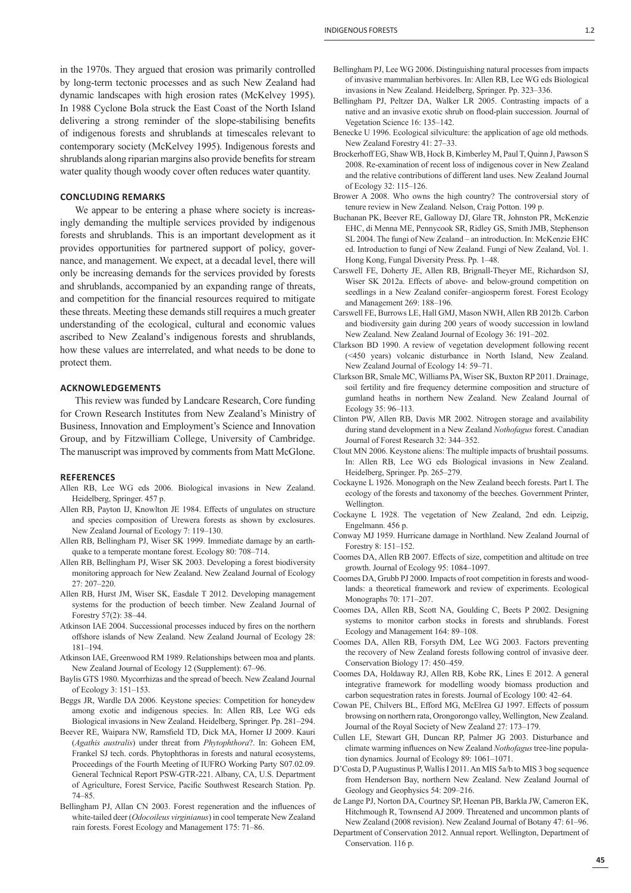in the 1970s. They argued that erosion was primarily controlled by long-term tectonic processes and as such New Zealand had dynamic landscapes with high erosion rates (McKelvey 1995). In 1988 Cyclone Bola struck the East Coast of the North Island delivering a strong reminder of the slope-stabilising benefits of indigenous forests and shrublands at timescales relevant to contemporary society (McKelvey 1995). Indigenous forests and shrublands along riparian margins also provide benefits for stream water quality though woody cover often reduces water quantity.

## CONCLUDING REMARKS

We appear to be entering a phase where society is increasingly demanding the multiple services provided by indigenous forests and shrublands. This is an important development as it provides opportunities for partnered support of policy, governance, and management. We expect, at a decadal level, there will only be increasing demands for the services provided by forests and shrublands, accompanied by an expanding range of threats, and competition for the financial resources required to mitigate these threats. Meeting these demands still requires a much greater understanding of the ecological, cultural and economic values ascribed to New Zealand's indigenous forests and shrublands, how these values are interrelated, and what needs to be done to protect them.

## ACKNOWLEDGEMENTS

This review was funded by Landcare Research, Core funding for Crown Research Institutes from New Zealand's Ministry of Business, Innovation and Employment's Science and Innovation Group, and by Fitzwilliam College, University of Cambridge. The manuscript was improved by comments from Matt McGlone.

## REFERENCES

Allen RB, Lee WG eds 2006. Biological invasions in New Zealand. Heidelberg, Springer. 457 p.

Allen RB, Payton IJ, Knowlton JE 1984. Effects of ungulates on structure and species composition of Urewera forests as shown by exclosures. New Zealand Journal of Ecology 7: 119–130.

Allen RB, Bellingham PJ, Wiser SK 1999. Immediate damage by an earthquake to a temperate montane forest. Ecology 80: 708–714.

Allen RB, Bellingham PJ, Wiser SK 2003. Developing a forest biodiversity monitoring approach for New Zealand. New Zealand Journal of Ecology 27: 207–220.

Allen RB, Hurst JM, Wiser SK, Easdale T 2012. Developing management systems for the production of beech timber. New Zealand Journal of Forestry 57(2): 38–44.

Atkinson IAE 2004. Successional processes induced by fires on the northern offshore islands of New Zealand. New Zealand Journal of Ecology 28: 181–194.

Atkinson IAE, Greenwood RM 1989. Relationships between moa and plants. New Zealand Journal of Ecology 12 (Supplement): 67–96.

Baylis GTS 1980. Mycorrhizas and the spread of beech. New Zealand Journal of Ecology 3: 151–153.

Beggs JR, Wardle DA 2006. Keystone species: Competition for honeydew among exotic and indigenous species. In: Allen RB, Lee WG eds Biological invasions in New Zealand. Heidelberg, Springer. Pp. 281–294.

Beever RE, Waipara NW, Ramsfield TD, Dick MA, Horner IJ 2009. Kauri (*Agathis australis*) under threat from *Phytophthora*?. In: Goheen EM, Frankel SJ tech. cords. Phytophthoras in forests and natural ecosystems, Proceedings of the Fourth Meeting of IUFRO Working Party S07.02.09. General Technical Report PSW-GTR-221. Albany, CA, U.S. Department of Agriculture, Forest Service, Pacific Southwest Research Station. Pp. 74–85.

Bellingham PJ, Allan CN 2003. Forest regeneration and the influences of white-tailed deer (*Odocoileus virginianus*) in cool temperate New Zealand rain forests. Forest Ecology and Management 175: 71–86.

Bellingham PJ, Lee WG 2006. Distinguishing natural processes from impacts of invasive mammalian herbivores. In: Allen RB, Lee WG eds Biological invasions in New Zealand. Heidelberg, Springer. Pp. 323–336.

Bellingham PJ, Peltzer DA, Walker LR 2005. Contrasting impacts of a native and an invasive exotic shrub on flood-plain succession. Journal of Vegetation Science 16: 135–142.

Benecke U 1996. Ecological silviculture: the application of age old methods. New Zealand Forestry 41: 27–33.

Brockerhoff EG, Shaw WB, Hock B, Kimberley M, Paul T, Quinn J, Pawson S 2008. Re-examination of recent loss of indigenous cover in New Zealand and the relative contributions of different land uses. New Zealand Journal of Ecology 32: 115–126.

Brower A 2008. Who owns the high country? The controversial story of tenure review in New Zealand. Nelson, Craig Potton. 199 p.

Buchanan PK, Beever RE, Galloway DJ, Glare TR, Johnston PR, McKenzie EHC, di Menna ME, Pennycook SR, Ridley GS, Smith JMB, Stephenson SL 2004. The fungi of New Zealand – an introduction. In: McKenzie EHC ed. Introduction to fungi of New Zealand. Fungi of New Zealand, Vol. 1. Hong Kong, Fungal Diversity Press. Pp. 1–48.

Carswell FE, Doherty JE, Allen RB, Brignall-Theyer ME, Richardson SJ, Wiser SK 2012a. Effects of above- and below-ground competition on seedlings in a New Zealand conifer–angiosperm forest. Forest Ecology and Management 269: 188–196.

Carswell FE, Burrows LE, Hall GMJ, Mason NWH, Allen RB 2012b. Carbon and biodiversity gain during 200 years of woody succession in lowland New Zealand. New Zealand Journal of Ecology 36: 191–202.

Clarkson BD 1990. A review of vegetation development following recent (<450 years) volcanic disturbance in North Island, New Zealand. New Zealand Journal of Ecology 14: 59–71.

Clarkson BR, Smale MC, Williams PA, Wiser SK, Buxton RP 2011. Drainage, soil fertility and fire frequency determine composition and structure of gumland heaths in northern New Zealand. New Zealand Journal of Ecology 35: 96–113.

Clinton PW, Allen RB, Davis MR 2002. Nitrogen storage and availability during stand development in a New Zealand *Nothofagus* forest. Canadian Journal of Forest Research 32: 344–352.

Clout MN 2006. Keystone aliens: The multiple impacts of brushtail possums. In: Allen RB, Lee WG eds Biological invasions in New Zealand. Heidelberg, Springer. Pp. 265–279.

Cockayne L 1926. Monograph on the New Zealand beech forests. Part I. The ecology of the forests and taxonomy of the beeches. Government Printer, Wellington.

Cockayne L 1928. The vegetation of New Zealand, 2nd edn. Leipzig, Engelmann. 456 p.

Conway MJ 1959. Hurricane damage in Northland. New Zealand Journal of Forestry 8: 151–152.

Coomes DA, Allen RB 2007. Effects of size, competition and altitude on tree growth. Journal of Ecology 95: 1084–1097.

Coomes DA, Grubb PJ 2000. Impacts of root competition in forests and woodlands: a theoretical framework and review of experiments. Ecological Monographs 70: 171–207.

Coomes DA, Allen RB, Scott NA, Goulding C, Beets P 2002. Designing systems to monitor carbon stocks in forests and shrublands. Forest Ecology and Management 164: 89–108.

Coomes DA, Allen RB, Forsyth DM, Lee WG 2003. Factors preventing the recovery of New Zealand forests following control of invasive deer. Conservation Biology 17: 450–459.

Coomes DA, Holdaway RJ, Allen RB, Kobe RK, Lines E 2012. A general integrative framework for modelling woody biomass production and carbon sequestration rates in forests. Journal of Ecology 100: 42–64.

Cowan PE, Chilvers BL, Efford MG, McElrea GJ 1997. Effects of possum browsing on northern rata, Orongorongo valley, Wellington, New Zealand. Journal of the Royal Society of New Zealand 27: 173–179.

Cullen LE, Stewart GH, Duncan RP, Palmer JG 2003. Disturbance and climate warming influences on New Zealand *Nothofagus* tree-line population dynamics. Journal of Ecology 89: 1061–1071.

D'Costa D, P Augustinus P, Wallis I 2011. An MIS 5a/b to MIS 3 bog sequence from Henderson Bay, northern New Zealand. New Zealand Journal of Geology and Geophysics 54: 209–216.

de Lange PJ, Norton DA, Courtney SP, Heenan PB, Barkla JW, Cameron EK, Hitchmough R, Townsend AJ 2009. Threatened and uncommon plants of New Zealand (2008 revision). New Zealand Journal of Botany 47: 61–96.

Department of Conservation 2012. Annual report. Wellington, Department of Conservation. 116 p.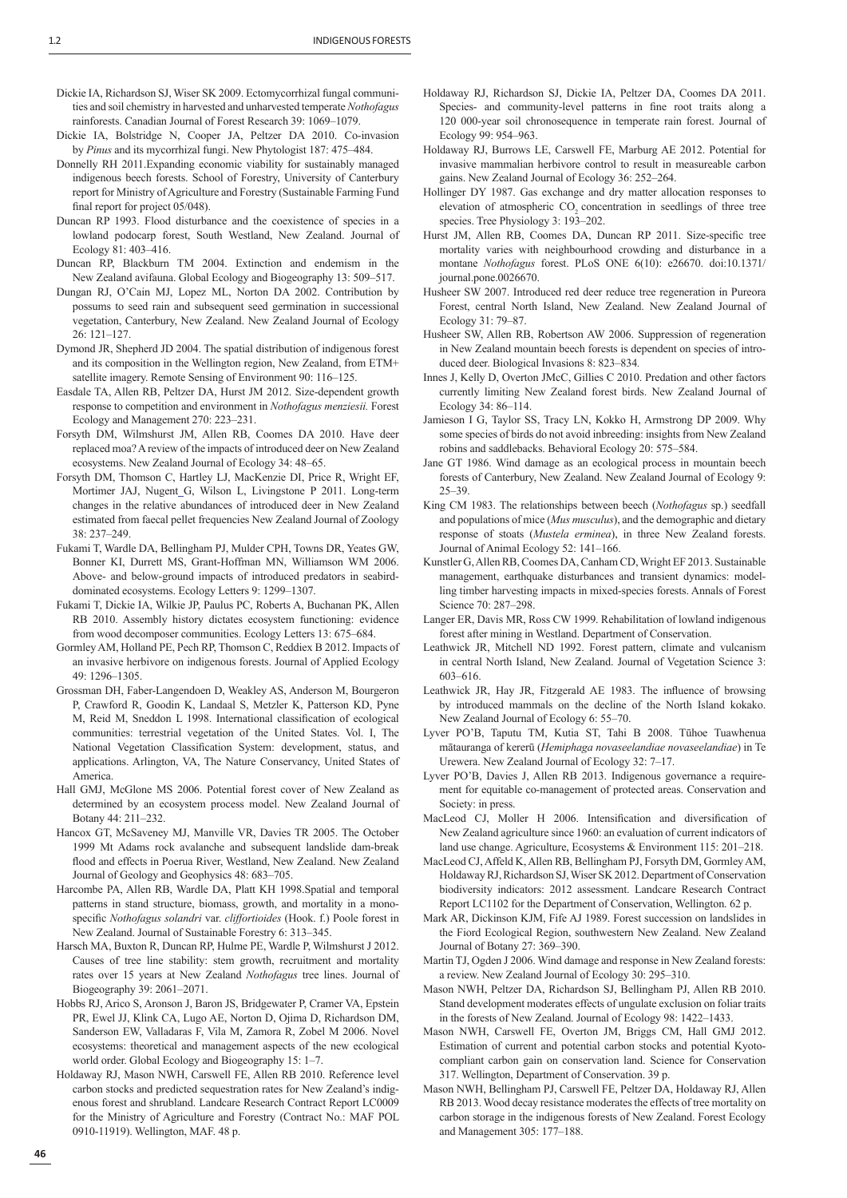Dickie IA, Richardson SJ, Wiser SK 2009. Ectomycorrhizal fungal communities and soil chemistry in harvested and unharvested temperate *Nothofagus* rainforests. Canadian Journal of Forest Research 39: 1069–1079.

Dickie IA, Bolstridge N, Cooper JA, Peltzer DA 2010. Co-invasion by *Pinus* and its mycorrhizal fungi. New Phytologist 187: 475–484.

Donnelly RH 2011.Expanding economic viability for sustainably managed indigenous beech forests. School of Forestry, University of Canterbury report for Ministry of Agriculture and Forestry (Sustainable Farming Fund final report for project 05/048).

Duncan RP 1993. Flood disturbance and the coexistence of species in a lowland podocarp forest, South Westland, New Zealand. Journal of Ecology 81: 403–416.

Duncan RP, Blackburn TM 2004. Extinction and endemism in the New Zealand avifauna. Global Ecology and Biogeography 13: 509–517.

Dungan RJ, O'Cain MJ, Lopez ML, Norton DA 2002. Contribution by possums to seed rain and subsequent seed germination in successional vegetation, Canterbury, New Zealand. New Zealand Journal of Ecology 26: 121–127.

Dymond JR, Shepherd JD 2004. The spatial distribution of indigenous forest and its composition in the Wellington region, New Zealand, from ETM+ satellite imagery. Remote Sensing of Environment 90: 116–125.

Easdale TA, Allen RB, Peltzer DA, Hurst JM 2012. Size-dependent growth response to competition and environment in *Nothofagus menziesii.* Forest Ecology and Management 270: 223–231.

Forsyth DM, Wilmshurst JM, Allen RB, Coomes DA 2010. Have deer replaced moa? A review of the impacts of introduced deer on New Zealand ecosystems. New Zealand Journal of Ecology 34: 48–65.

Forsyth DM, Thomson C, Hartley LJ, MacKenzie DI, Price R, Wright EF, Mortimer JAJ, Nugent G, Wilson L, Livingstone P 2011. Long-term changes in the relative abundances of introduced deer in New Zealand estimated from faecal pellet frequencies New Zealand Journal of Zoology 38: 237–249.

Fukami T, Wardle DA, Bellingham PJ, Mulder CPH, Towns DR, Yeates GW, Bonner KI, Durrett MS, Grant-Hoffman MN, Williamson WM 2006. Above- and below-ground impacts of introduced predators in seabird-dominated ecosystems. Ecology Letters 9: 1299–1307.

Fukami T, Dickie IA, Wilkie JP, Paulus PC, Roberts A, Buchanan PK, Allen RB 2010. Assembly history dictates ecosystem functioning: evidence from wood decomposer communities. Ecology Letters 13: 675–684.

Gormley AM, Holland PE, Pech RP, Thomson C, Reddiex B 2012. Impacts of an invasive herbivore on indigenous forests. Journal of Applied Ecology 49: 1296–1305.

Grossman DH, Faber-Langendoen D, Weakley AS, Anderson M, Bourgeron P, Crawford R, Goodin K, Landaal S, Metzler K, Patterson KD, Pyne M, Reid M, Sneddon L 1998. International classification of ecological communities: terrestrial vegetation of the United States. Vol. I, The National Vegetation Classification System: development, status, and applications. Arlington, VA, The Nature Conservancy, United States of America.

Hall GMJ, McGlone MS 2006. Potential forest cover of New Zealand as determined by an ecosystem process model. New Zealand Journal of Botany 44: 211–232.

Hancox GT, McSaveney MJ, Manville VR, Davies TR 2005. The October 1999 Mt Adams rock avalanche and subsequent landslide dam-break flood and effects in Poerua River, Westland, New Zealand. New Zealand Journal of Geology and Geophysics 48: 683–705.

Harcombe PA, Allen RB, Wardle DA, Platt KH 1998.Spatial and temporal patterns in stand structure, biomass, growth, and mortality in a monospecific *Nothofagus solandri* var. *cliffortioides* (Hook. f.) Poole forest in New Zealand. Journal of Sustainable Forestry 6: 313–345.

Harsch MA, Buxton R, Duncan RP, Hulme PE, Wardle P, Wilmshurst J 2012. Causes of tree line stability: stem growth, recruitment and mortality rates over 15 years at New Zealand *Nothofagus* tree lines. Journal of Biogeography 39: 2061–2071.

Hobbs RJ, Arico S, Aronson J, Baron JS, Bridgewater P, Cramer VA, Epstein PR, Ewel JJ, Klink CA, Lugo AE, Norton D, Ojima D, Richardson DM, Sanderson EW, Valladaras F, Vila M, Zamora R, Zobel M 2006. Novel ecosystems: theoretical and management aspects of the new ecological world order. Global Ecology and Biogeography 15: 1–7.

Holdaway RJ, Mason NWH, Carswell FE, Allen RB 2010. Reference level carbon stocks and predicted sequestration rates for New Zealand's indigenous forest and shrubland. Landcare Research Contract Report LC0009 for the Ministry of Agriculture and Forestry (Contract No.: MAF POL 0910-11919). Wellington, MAF. 48 p.

Holdaway RJ, Richardson SJ, Dickie IA, Peltzer DA, Coomes DA 2011. Species- and community-level patterns in fine root traits along a 120 000-year soil chronosequence in temperate rain forest. Journal of Ecology 99: 954–963.

Holdaway RJ, Burrows LE, Carswell FE, Marburg AE 2012. Potential for invasive mammalian herbivore control to result in measureable carbon gains. New Zealand Journal of Ecology 36: 252–264.

Hollinger DY 1987. Gas exchange and dry matter allocation responses to elevation of atmospheric $CO_2$ concentration in seedlings of three tree species. Tree Physiology 3: 193–202.

Hurst JM, Allen RB, Coomes DA, Duncan RP 2011. Size-specific tree mortality varies with neighbourhood crowding and disturbance in a montane *Nothofagus* forest. PLoS ONE 6(10): e26670. doi:10.1371/journal.pone.0026670.

Husheer SW 2007. Introduced red deer reduce tree regeneration in Pureora Forest, central North Island, New Zealand. New Zealand Journal of Ecology 31: 79–87.

Husheer SW, Allen RB, Robertson AW 2006. Suppression of regeneration in New Zealand mountain beech forests is dependent on species of introduced deer. Biological Invasions 8: 823–834.

Innes J, Kelly D, Overton JMcC, Gillies C 2010. Predation and other factors currently limiting New Zealand forest birds. New Zealand Journal of Ecology 34: 86–114.

Jamieson I G, Taylor SS, Tracy LN, Kokko H, Armstrong DP 2009. Why some species of birds do not avoid inbreeding: insights from New Zealand robins and saddlebacks. Behavioral Ecology 20: 575–584.

Jane GT 1986. Wind damage as an ecological process in mountain beech forests of Canterbury, New Zealand. New Zealand Journal of Ecology 9: 25–39.

King CM 1983. The relationships between beech (*Nothofagus* sp.) seedfall and populations of mice (*Mus musculus*), and the demographic and dietary response of stoats (*Mustela erminea*), in three New Zealand forests. Journal of Animal Ecology 52: 141–166.

Kunstler G, Allen RB, Coomes DA, Canham CD, Wright EF 2013. Sustainable management, earthquake disturbances and transient dynamics: modelling timber harvesting impacts in mixed-species forests. Annals of Forest Science 70: 287–298.

Langer ER, Davis MR, Ross CW 1999. Rehabilitation of lowland indigenous forest after mining in Westland. Department of Conservation.

Leathwick JR, Mitchell ND 1992. Forest pattern, climate and vulcanism in central North Island, New Zealand. Journal of Vegetation Science 3: 603–616.

Leathwick JR, Hay JR, Fitzgerald AE 1983. The influence of browsing by introduced mammals on the decline of the North Island kokako. New Zealand Journal of Ecology 6: 55–70.

Lyver PO'B, Taputu TM, Kutia ST, Tahi B 2008. Tūhoe Tuawhenua mātauranga of kererū (*Hemiphaga novaseelandiae novaseelandiae*) in Te Urewera. New Zealand Journal of Ecology 32: 7–17.

Lyver PO'B, Davies J, Allen RB 2013. Indigenous governance a requirement for equitable co-management of protected areas. Conservation and Society: in press.

MacLeod CJ, Moller H 2006. Intensification and diversification of New Zealand agriculture since 1960: an evaluation of current indicators of land use change. Agriculture, Ecosystems & Environment 115: 201–218.

MacLeod CJ, Affeld K, Allen RB, Bellingham PJ, Forsyth DM, Gormley AM, Holdaway RJ, Richardson SJ, Wiser SK 2012. Department of Conservation biodiversity indicators: 2012 assessment. Landcare Research Contract Report LC1102 for the Department of Conservation, Wellington. 62 p.

Mark AR, Dickinson KJM, Fife AJ 1989. Forest succession on landslides in the Fiord Ecological Region, southwestern New Zealand. New Zealand Journal of Botany 27: 369–390.

Martin TJ, Ogden J 2006. Wind damage and response in New Zealand forests: a review. New Zealand Journal of Ecology 30: 295–310.

Mason NWH, Peltzer DA, Richardson SJ, Bellingham PJ, Allen RB 2010. Stand development moderates effects of ungulate exclusion on foliar traits in the forests of New Zealand. Journal of Ecology 98: 1422–1433.

Mason NWH, Carswell FE, Overton JM, Briggs CM, Hall GMJ 2012. Estimation of current and potential carbon stocks and potential Kyoto-compliant carbon gain on conservation land. Science for Conservation 317. Wellington, Department of Conservation. 39 p.

Mason NWH, Bellingham PJ, Carswell FE, Peltzer DA, Holdaway RJ, Allen RB 2013. Wood decay resistance moderates the effects of tree mortality on carbon storage in the indigenous forests of New Zealand. Forest Ecology and Management 305: 177–188.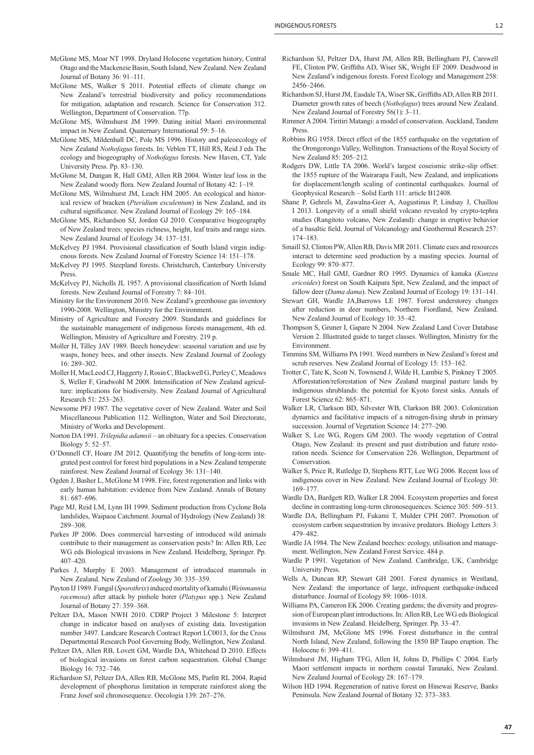McGlone MS, Moar NT 1998. Dryland Holocene vegetation history, Central Otago and the Mackenzie Basin, South Island, New Zealand. New Zealand Journal of Botany 36: 91–111.

McGlone MS, Walker S 2011. Potential effects of climate change on New Zealand's terrestrial biodiversity and policy recommendations for mitigation, adaptation and research. Science for Conservation 312. Wellington, Department of Conservation. 77p.

McGlone MS, Wilmshurst JM 1999. Dating initial Maori environmental impact in New Zealand. Quaternary International 59: 5–16.

McGlone MS, Mildenhall DC, Pole MS 1996. History and paleoecology of New Zealand *Nothofagus* forests. In: Veblen TT, Hill RS, Reid J eds The ecology and biogeography of *Nothofagus* forests. New Haven, CT, Yale University Press. Pp. 83–130.

McGlone M, Dungan R, Hall GMJ, Allen RB 2004. Winter leaf loss in the New Zealand woody flora. New Zealand Journal of Botany 42: 1–19.

McGlone MS, Wilmshurst JM, Leach HM 2005. An ecological and historical review of bracken (*Pteridium esculentum*) in New Zealand, and its cultural significance. New Zealand Journal of Ecology 29: 165–184.

McGlone MS, Richardson SJ, Jordon GJ 2010. Comparative biogeography of New Zealand trees: species richness, height, leaf traits and range sizes. New Zealand Journal of Ecology 34: 137–151.

McKelvey PJ 1984. Provisional classification of South Island virgin indigenous forests. New Zealand Journal of Forestry Science 14: 151–178.

McKelvey PJ 1995. Steepland forests. Christchurch, Canterbury University Press.

McKelvey PJ, Nicholls JL 1957. A provisional classification of North Island forests. New Zealand Journal of Forestry 7: 84–101.

Ministry for the Environment 2010. New Zealand's greenhouse gas inventory 1990-2008. Wellington, Ministry for the Environment.

Ministry of Agriculture and Forestry 2009. Standards and guidelines for the sustainable management of indigenous forests management, 4th ed. Wellington, Ministry of Agriculture and Forestry. 219 p.

Moller H, Tilley JAV 1989. Beech honeydew: seasonal variation and use by wasps, honey bees, and other insects. New Zealand Journal of Zoology 16: 289–302.

Moller H, MacLeod CJ, Haggerty J, Rosin C, Blackwell G, Perley C, Meadows S, Weller F, Gradwohl M 2008. Intensification of New Zealand agriculture: implications for biodiversity. New Zealand Journal of Agricultural Research 51: 253–263.

Newsome PFJ 1987. The vegetative cover of New Zealand. Water and Soil Miscellaneous Publication 112. Wellington, Water and Soil Directorate, Ministry of Works and Development.

Norton DA 1991. *Trilepidia adamsii* – an obituary for a species. Conservation Biology 5: 52–57.

O'Donnell CF, Hoare JM 2012. Quantifying the benefits of long-term integrated pest control for forest bird populations in a New Zealand temperate rainforest. New Zealand Journal of Ecology 36: 131–140.

Ogden J, Basher L, McGlone M 1998. Fire, forest regeneration and links with early human habitation: evidence from New Zealand. Annals of Botany 81: 687–696.

Page MJ, Reid LM, Lynn IH 1999. Sediment production from Cyclone Bola landslides, Waipaoa Catchment. Journal of Hydrology (New Zealand) 38: 289–308.

Parkes JP 2006. Does commercial harvesting of introduced wild animals contribute to their management as conservation pests? In: Allen RB, Lee WG eds Biological invasions in New Zealand. Heidelberg, Springer. Pp. 407–420.

Parkes J, Murphy E 2003. Management of introduced mammals in New Zealand. New Zealand Journal of Zoology 30: 335–359.

Payton IJ 1989. Fungal (*Sporothrix*) induced mortality of kamahi (*Weinmannia racemosa*) after attack by pinhole borer (*Platypus* spp.). New Zealand Journal of Botany 27: 359–368.

Peltzer DA, Mason NWH 2010. CDRP Project 3 Milestone 5: Interpret change in indicator based on analyses of existing data. Investigation number 3497. Landcare Research Contract Report LC0013, for the Cross Departmental Research Pool Governing Body, Wellington, New Zealand.

Peltzer DA, Allen RB, Lovett GM, Wardle DA, Whitehead D 2010. Effects of biological invasions on forest carbon sequestration. Global Change Biology 16: 732–746.

Richardson SJ, Peltzer DA, Allen RB, McGlone MS, Parfitt RL 2004. Rapid development of phosphorus limitation in temperate rainforest along the Franz Josef soil chronosequence. Oecologia 139: 267–276.

Richardson SJ, Peltzer DA, Hurst JM, Allen RB, Bellingham PJ, Carswell FE, Clinton PW, Griffiths AD, Wiser SK, Wright EF 2009. Deadwood in New Zealand's indigenous forests. Forest Ecology and Management 258: 2456–2466.

Richardson SJ, Hurst JM, Easdale TA, Wiser SK, Griffiths AD, Allen RB 2011. Diameter growth rates of beech (*Nothofagus*) trees around New Zealand. New Zealand Journal of Forestry 56(1): 3–11.

Rimmer A 2004. Tiritiri Matangi: a model of conservation. Auckland, Tandem Press.

Robbins RG 1958. Direct effect of the 1855 earthquake on the vegetation of the Orongorongo Valley, Wellington. Transactions of the Royal Society of New Zealand 85: 205–212.

Rodgers DW, Little TA 2006. World's largest coseismic strike-slip offset: the 1855 rupture of the Wairarapa Fault, New Zealand, and implications for displacement/length scaling of continental earthquakes. Journal of Geophysical Research – Solid Earth 111: article B12408.

Shane P, Gehrels M, Zawalna-Geer A, Augustinus P, Lindsay J, Chaillou I 2013. Longevity of a small shield volcano revealed by crypto-tephra studies (Rangitoto volcano, New Zealand): change in eruptive behavior of a basaltic field. Journal of Volcanology and Geothermal Research 257: 174–183.

Smaill SJ, Clinton PW, Allen RB, Davis MR 2011. Climate cues and resources interact to determine seed production by a masting species. Journal of Ecology 99: 870–877.

Smale MC, Hall GMJ, Gardner RO 1995. Dynamics of kanuka (*Kunzea ericoides*) forest on South Kaipara Spit, New Zealand, and the impact of fallow deer (*Dama dama*). New Zealand Journal of Ecology 19: 131–141.

Stewart GH, Wardle JA,Burrows LE 1987. Forest understorey changes after reduction in deer numbers, Northern Fiordland, New Zealand. New Zealand Journal of Ecology 10: 35–42.

Thompson S, Gruner I, Gapare N 2004. New Zealand Land Cover Database Version 2. Illustrated guide to target classes. Wellington, Ministry for the Environment.

Timmins SM, Williams PA 1991. Weed numbers in New Zealand's forest and scrub reserves. New Zealand Journal of Ecology 15: 153–162.

Trotter C, Tate K, Scott N, Townsend J, Wilde H, Lambie S, Pinkney T 2005. Afforestation/reforestation of New Zealand marginal pasture lands by indigenous shrublands: the potential for Kyoto forest sinks. Annals of Forest Science 62: 865–871.

Walker LR, Clarkson BD, Silvester WB, Clarkson BR 2003. Colonization dynamics and facilitative impacts of a nitrogen-fixing shrub in primary succession. Journal of Vegetation Science 14: 277–290.

Walker S, Lee WG, Rogers GM 2003. The woody vegetation of Central Otago, New Zealand: its present and past distribution and future restoration needs. Science for Conservation 226. Wellington, Department of Conservation.

Walker S, Price R, Rutledge D, Stephens RTT, Lee WG 2006. Recent loss of indigenous cover in New Zealand. New Zealand Journal of Ecology 30: 169–177.

Wardle DA, Bardgett RD, Walker LR 2004. Ecosystem properties and forest decline in contrasting long-term chronosequences. Science 305: 509–513.

Wardle DA, Bellingham PJ, Fukami T, Mulder CPH 2007. Promotion of ecosystem carbon sequestration by invasive predators. Biology Letters 3: 479–482.

Wardle JA 1984. The New Zealand beeches: ecology, utilisation and management. Wellington, New Zealand Forest Service. 484 p.

Wardle P 1991. Vegetation of New Zealand. Cambridge, UK, Cambridge University Press.

Wells A, Duncan RP, Stewart GH 2001. Forest dynamics in Westland, New Zealand: the importance of large, infrequent earthquake-induced disturbance. Journal of Ecology 89: 1006–1018.

Williams PA, Cameron EK 2006. Creating gardens; the diversity and progression of European plant introductions. In: Allen RB, Lee WG eds Biological invasions in New Zealand. Heidelberg, Springer. Pp. 33–47.

Wilmshurst JM, McGlone MS 1996. Forest disturbance in the central North Island, New Zealand, following the 1850 BP Taupo eruption. The Holocene 6: 399–411.

Wilmshurst JM, Higham TFG, Allen H, Johns D, Phillips C 2004. Early Maori settlement impacts in northern coastal Taranaki, New Zealand. New Zealand Journal of Ecology 28: 167–179.

Wilson HD 1994. Regeneration of native forest on Hinewai Reserve, Banks Peninsula. New Zealand Journal of Botany 32: 373–383.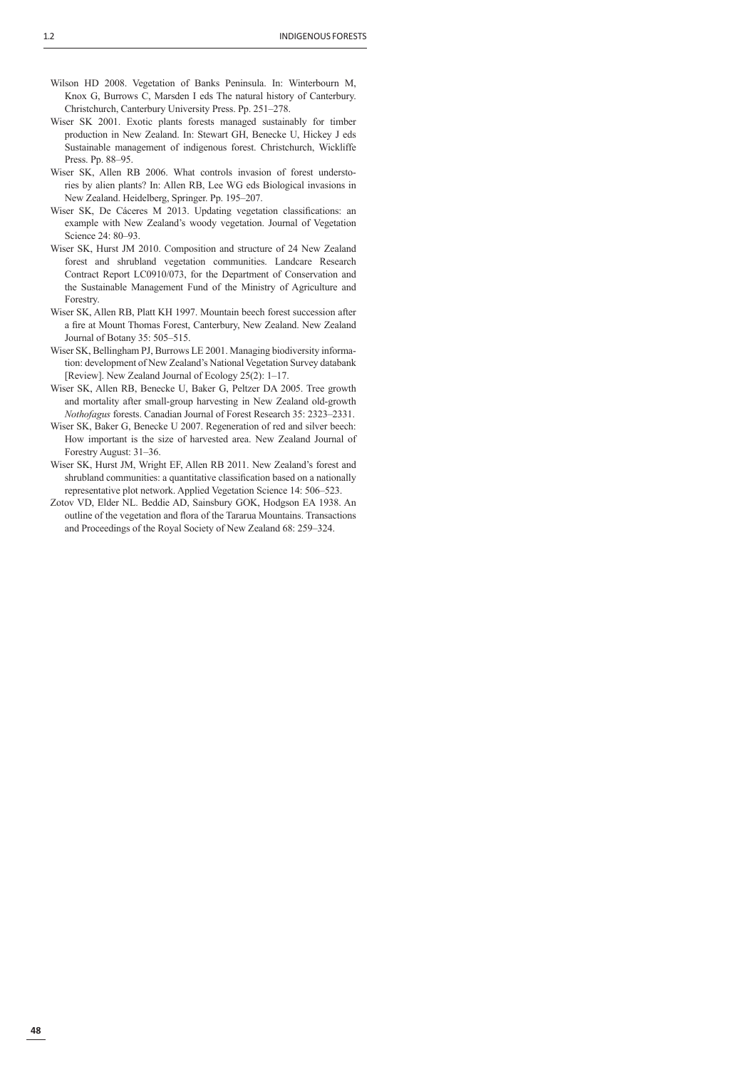Wilson HD 2008. Vegetation of Banks Peninsula. In: Winterbourn M, Knox G, Burrows C, Marsden I eds The natural history of Canterbury. Christchurch, Canterbury University Press. Pp. 251–278.

Wiser SK 2001. Exotic plants forests managed sustainably for timber production in New Zealand. In: Stewart GH, Benecke U, Hickey J eds Sustainable management of indigenous forest. Christchurch, Wickliffe Press. Pp. 88–95.

Wiser SK, Allen RB 2006. What controls invasion of forest understories by alien plants? In: Allen RB, Lee WG eds Biological invasions in New Zealand. Heidelberg, Springer. Pp. 195–207.

Wiser SK, De Cáceres M 2013. Updating vegetation classifications: an example with New Zealand's woody vegetation. Journal of Vegetation Science 24: 80–93.

Wiser SK, Hurst JM 2010. Composition and structure of 24 New Zealand forest and shrubland vegetation communities. Landcare Research Contract Report LC0910/073, for the Department of Conservation and the Sustainable Management Fund of the Ministry of Agriculture and Forestry.

Wiser SK, Allen RB, Platt KH 1997. Mountain beech forest succession after a fire at Mount Thomas Forest, Canterbury, New Zealand. New Zealand Journal of Botany 35: 505–515.

Wiser SK, Bellingham PJ, Burrows LE 2001. Managing biodiversity information: development of New Zealand's National Vegetation Survey databank [Review]. New Zealand Journal of Ecology 25(2): 1–17.

Wiser SK, Allen RB, Benecke U, Baker G, Peltzer DA 2005. Tree growth and mortality after small-group harvesting in New Zealand old-growth *Nothofagus* forests. Canadian Journal of Forest Research 35: 2323–2331.

Wiser SK, Baker G, Benecke U 2007. Regeneration of red and silver beech: How important is the size of harvested area. New Zealand Journal of Forestry August: 31–36.

Wiser SK, Hurst JM, Wright EF, Allen RB 2011. New Zealand's forest and shrubland communities: a quantitative classification based on a nationally representative plot network. Applied Vegetation Science 14: 506–523.

Zotov VD, Elder NL. Beddie AD, Sainsbury GOK, Hodgson EA 1938. An outline of the vegetation and flora of the Tararua Mountains. Transactions and Proceedings of the Royal Society of New Zealand 68: 259–324.